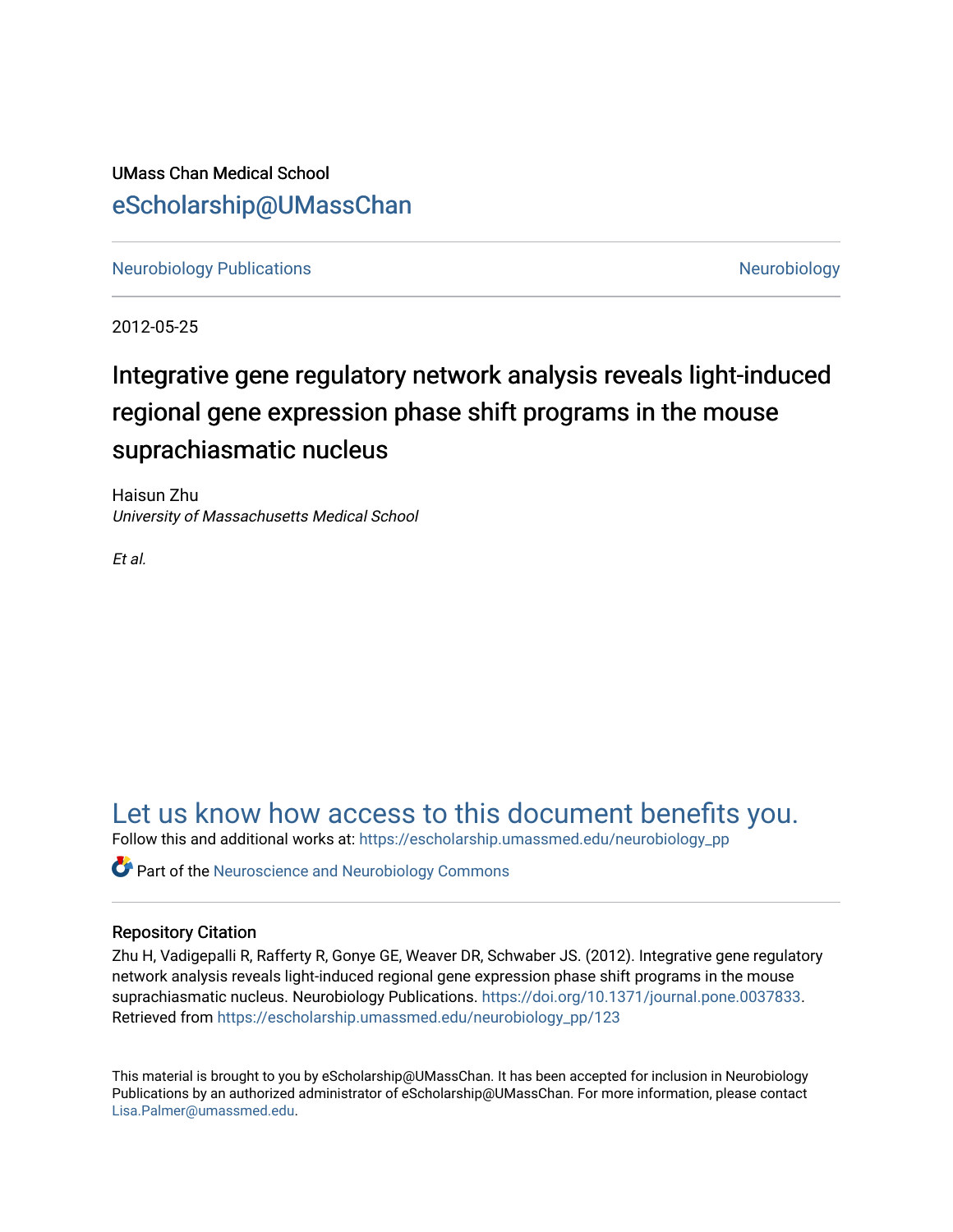UMass Chan Medical School

eScholarship@UMassChan

Neurobiology Publications | Neurobiology

2012-05-25

# Integrative gene regulatory network analysis reveals light-induced regional gene expression phase shift programs in the mouse suprachiasmatic nucleus

Haisun Zhu
*University of Massachusetts Medical School*

*Et al.*

## Let us know how access to this document benefits you.

Follow this and additional works at: https://escholarship.umassmed.edu/neurobiology_pp

Part of the Neuroscience and Neurobiology Commons

### Repository Citation

Zhu H, Vadigepalli R, Rafferty R, Gonye GE, Weaver DR, Schwaber JS. (2012). Integrative gene regulatory network analysis reveals light-induced regional gene expression phase shift programs in the mouse suprachiasmatic nucleus. Neurobiology Publications. https://doi.org/10.1371/journal.pone.0037833. Retrieved from https://escholarship.umassmed.edu/neurobiology_pp/123

This material is brought to you by eScholarship@UMassChan. It has been accepted for inclusion in Neurobiology Publications by an authorized administrator of eScholarship@UMassChan. For more information, please contact Lisa.Palmer@umassmed.edu.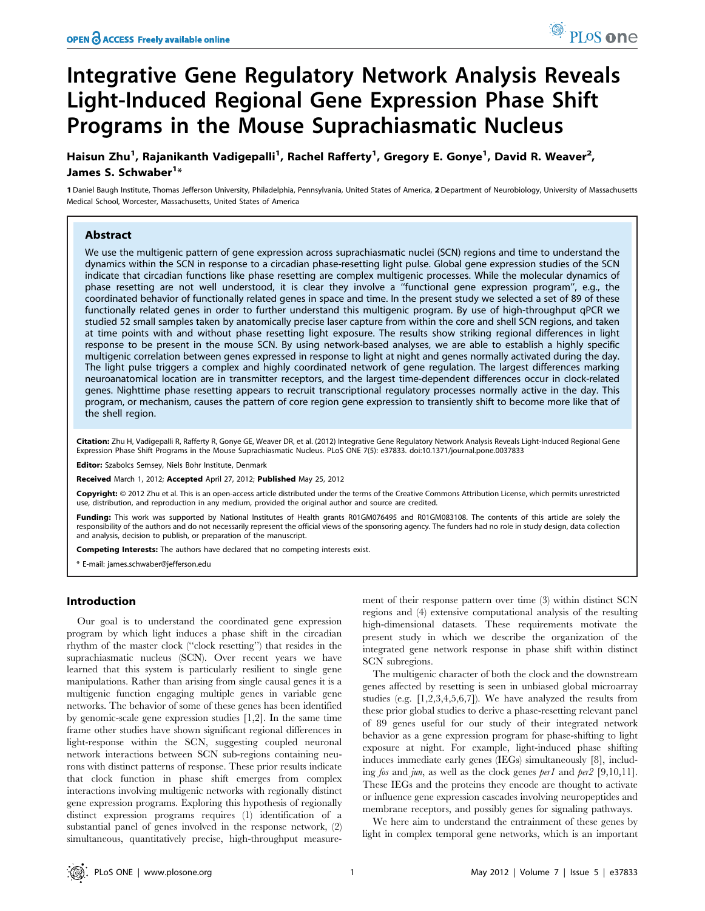# Integrative Gene Regulatory Network Analysis Reveals Light-Induced Regional Gene Expression Phase Shift Programs in the Mouse Suprachiasmatic Nucleus

**Haisun Zhu[1], Rajanikanth Vadigepalli[1], Rachel Rafferty[1], Gregory E. Gonye[1], David R. Weaver[2], James S. Schwaber[1]***

**1** Daniel Baugh Institute, Thomas Jefferson University, Philadelphia, Pennsylvania, United States of America, **2** Department of Neurobiology, University of Massachusetts Medical School, Worcester, Massachusetts, United States of America

## Abstract

We use the multigenic pattern of gene expression across suprachiasmatic nuclei (SCN) regions and time to understand the dynamics within the SCN in response to a circadian phase-resetting light pulse. Global gene expression studies of the SCN indicate that circadian functions like phase resetting are complex multigenic processes. While the molecular dynamics of phase resetting are not well understood, it is clear they involve a "functional gene expression program", e.g., the coordinated behavior of functionally related genes in space and time. In the present study we selected a set of 89 of these functionally related genes in order to further understand this multigenic program. By use of high-throughput qPCR we studied 52 small samples taken by anatomically precise laser capture from within the core and shell SCN regions, and taken at time points with and without phase resetting light exposure. The results show striking regional differences in light response to be present in the mouse SCN. By using network-based analyses, we are able to establish a highly specific multigenic correlation between genes expressed in response to light at night and genes normally activated during the day. The light pulse triggers a complex and highly coordinated network of gene regulation. The largest differences marking neuroanatomical location are in transmitter receptors, and the largest time-dependent differences occur in clock-related genes. Nighttime phase resetting appears to recruit transcriptional regulatory processes normally active in the day. This program, or mechanism, causes the pattern of core region gene expression to transiently shift to become more like that of the shell region.

**Citation:** Zhu H, Vadigepalli R, Rafferty R, Gonye GE, Weaver DR, et al. (2012) Integrative Gene Regulatory Network Analysis Reveals Light-Induced Regional Gene Expression Phase Shift Programs in the Mouse Suprachiasmatic Nucleus. PLoS ONE 7(5): e37833. doi:10.1371/journal.pone.0037833

**Editor:** Szabolcs Semsey, Niels Bohr Institute, Denmark

**Received** March 1, 2012; **Accepted** April 27, 2012; **Published** May 25, 2012

**Copyright:** © 2012 Zhu et al. This is an open-access article distributed under the terms of the Creative Commons Attribution License, which permits unrestricted use, distribution, and reproduction in any medium, provided the original author and source are credited.

**Funding:** This work was supported by National Institutes of Health grants R01GM076495 and R01GM083108. The contents of this article are solely the responsibility of the authors and do not necessarily represent the official views of the sponsoring agency. The funders had no role in study design, data collection and analysis, decision to publish, or preparation of the manuscript.

**Competing Interests:** The authors have declared that no competing interests exist.

\* E-mail: james.schwaber@jefferson.edu

## Introduction

Our goal is to understand the coordinated gene expression program by which light induces a phase shift in the circadian rhythm of the master clock ("clock resetting") that resides in the suprachiasmatic nucleus (SCN). Over recent years we have learned that this system is particularly resilient to single gene manipulations. Rather than arising from single causal genes it is a multigenic function engaging multiple genes in variable gene networks. The behavior of some of these genes has been identified by genomic-scale gene expression studies [1,2]. In the same time frame other studies have shown significant regional differences in light-response within the SCN, suggesting coupled neuronal network interactions between SCN sub-regions containing neurons with distinct patterns of response. These prior results indicate that clock function in phase shift emerges from complex interactions involving multigenic networks with regionally distinct gene expression programs. Exploring this hypothesis of regionally distinct expression programs requires (1) identification of a substantial panel of genes involved in the response network, (2) simultaneous, quantitatively precise, high-throughput measurement of their response pattern over time (3) within distinct SCN regions and (4) extensive computational analysis of the resulting high-dimensional datasets. These requirements motivate the present study in which we describe the organization of the integrated gene network response in phase shift within distinct SCN subregions.

The multigenic character of both the clock and the downstream genes affected by resetting is seen in unbiased global microarray studies (e.g. [1,2,3,4,5,6,7]). We have analyzed the results from these prior global studies to derive a phase-resetting relevant panel of 89 genes useful for our study of their integrated network behavior as a gene expression program for phase-shifting to light exposure at night. For example, light-induced phase shifting induces immediate early genes (IEGs) simultaneously [8], including *fos* and *jun*, as well as the clock genes *per1* and *per2* [9,10,11]. These IEGs and the proteins they encode are thought to activate or influence gene expression cascades involving neuropeptides and membrane receptors, and possibly genes for signaling pathways.

We here aim to understand the entrainment of these genes by light in complex temporal gene networks, which is an important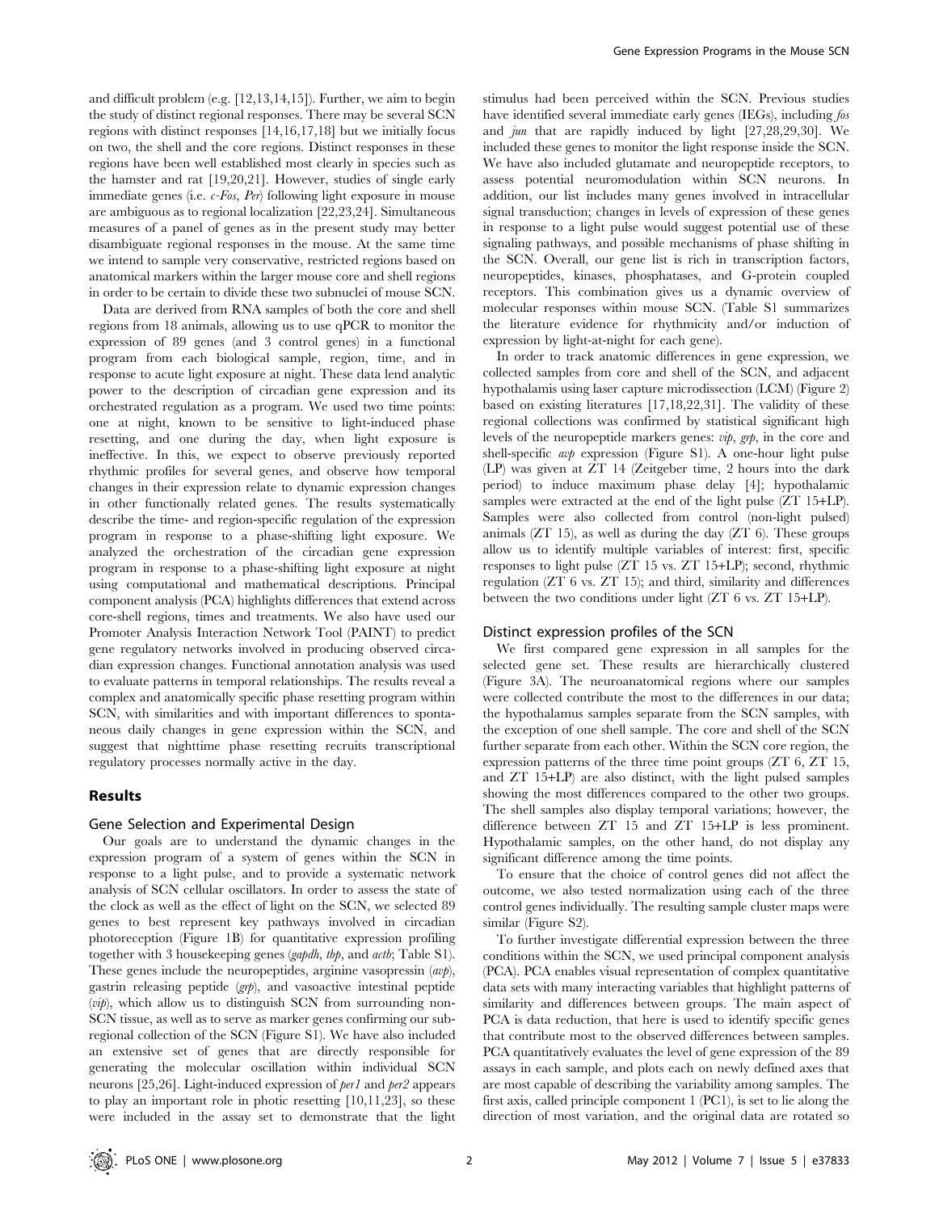and difficult problem (e.g. [12,13,14,15]). Further, we aim to begin the study of distinct regional responses. There may be several SCN regions with distinct responses [14,16,17,18] but we initially focus on two, the shell and the core regions. Distinct responses in these regions have been well established most clearly in species such as the hamster and rat [19,20,21]. However, studies of single early immediate genes (i.e. *c-Fos*, *Per*) following light exposure in mouse are ambiguous as to regional localization [22,23,24]. Simultaneous measures of a panel of genes as in the present study may better disambiguate regional responses in the mouse. At the same time we intend to sample very conservative, restricted regions based on anatomical markers within the larger mouse core and shell regions in order to be certain to divide these two subnuclei of mouse SCN.

Data are derived from RNA samples of both the core and shell regions from 18 animals, allowing us to use qPCR to monitor the expression of 89 genes (and 3 control genes) in a functional program from each biological sample, region, time, and in response to acute light exposure at night. These data lend analytic power to the description of circadian gene expression and its orchestrated regulation as a program. We used two time points: one at night, known to be sensitive to light-induced phase resetting, and one during the day, when light exposure is ineffective. In this, we expect to observe previously reported rhythmic profiles for several genes, and observe how temporal changes in their expression relate to dynamic expression changes in other functionally related genes. The results systematically describe the time- and region-specific regulation of the expression program in response to a phase-shifting light exposure. We analyzed the orchestration of the circadian gene expression program in response to a phase-shifting light exposure at night using computational and mathematical descriptions. Principal component analysis (PCA) highlights differences that extend across core-shell regions, times and treatments. We also have used our Promoter Analysis Interaction Network Tool (PAINT) to predict gene regulatory networks involved in producing observed circadian expression changes. Functional annotation analysis was used to evaluate patterns in temporal relationships. The results reveal a complex and anatomically specific phase resetting program within SCN, with similarities and with important differences to spontaneous daily changes in gene expression within the SCN, and suggest that nighttime phase resetting recruits transcriptional regulatory processes normally active in the day.

## Results

### Gene Selection and Experimental Design

Our goals are to understand the dynamic changes in the expression program of a system of genes within the SCN in response to a light pulse, and to provide a systematic network analysis of SCN cellular oscillators. In order to assess the state of the clock as well as the effect of light on the SCN, we selected 89 genes to best represent key pathways involved in circadian photoreception (Figure 1B) for quantitative expression profiling together with 3 housekeeping genes (*gapdh*, *tbp*, and *actb*; Table S1). These genes include the neuropeptides, arginine vasopressin (*avp*), gastrin releasing peptide (*grp*), and vasoactive intestinal peptide (*vip*), which allow us to distinguish SCN from surrounding non-SCN tissue, as well as to serve as marker genes confirming our sub-regional collection of the SCN (Figure S1). We have also included an extensive set of genes that are directly responsible for generating the molecular oscillation within individual SCN neurons [25,26]. Light-induced expression of *per1* and *per2* appears to play an important role in photic resetting [10,11,23], so these were included in the assay set to demonstrate that the light stimulus had been perceived within the SCN. Previous studies have identified several immediate early genes (IEGs), including *fos* and *jun* that are rapidly induced by light [27,28,29,30]. We included these genes to monitor the light response inside the SCN. We have also included glutamate and neuropeptide receptors, to assess potential neuromodulation within SCN neurons. In addition, our list includes many genes involved in intracellular signal transduction; changes in levels of expression of these genes in response to a light pulse would suggest potential use of these signaling pathways, and possible mechanisms of phase shifting in the SCN. Overall, our gene list is rich in transcription factors, neuropeptides, kinases, phosphatases, and G-protein coupled receptors. This combination gives us a dynamic overview of molecular responses within mouse SCN. (Table S1 summarizes the literature evidence for rhythmicity and/or induction of expression by light-at-night for each gene).

In order to track anatomic differences in gene expression, we collected samples from core and shell of the SCN, and adjacent hypothalamis using laser capture microdissection (LCM) (Figure 2) based on existing literatures [17,18,22,31]. The validity of these regional collections was confirmed by statistical significant high levels of the neuropeptide markers genes: *vip*, *grp*, in the core and shell-specific *avp* expression (Figure S1). A one-hour light pulse (LP) was given at ZT 14 (Zeitgeber time, 2 hours into the dark period) to induce maximum phase delay [4]; hypothalamic samples were extracted at the end of the light pulse (ZT 15+LP). Samples were also collected from control (non-light pulsed) animals (ZT 15), as well as during the day (ZT 6). These groups allow us to identify multiple variables of interest: first, specific responses to light pulse (ZT 15 vs. ZT 15+LP); second, rhythmic regulation (ZT 6 vs. ZT 15); and third, similarity and differences between the two conditions under light (ZT 6 vs. ZT 15+LP).

### Distinct expression profiles of the SCN

We first compared gene expression in all samples for the selected gene set. These results are hierarchically clustered (Figure 3A). The neuroanatomical regions where our samples were collected contribute the most to the differences in our data; the hypothalamus samples separate from the SCN samples, with the exception of one shell sample. The core and shell of the SCN further separate from each other. Within the SCN core region, the expression patterns of the three time point groups (ZT 6, ZT 15, and ZT 15+LP) are also distinct, with the light pulsed samples showing the most differences compared to the other two groups. The shell samples also display temporal variations; however, the difference between ZT 15 and ZT 15+LP is less prominent. Hypothalamic samples, on the other hand, do not display any significant difference among the time points.

To ensure that the choice of control genes did not affect the outcome, we also tested normalization using each of the three control genes individually. The resulting sample cluster maps were similar (Figure S2).

To further investigate differential expression between the three conditions within the SCN, we used principal component analysis (PCA). PCA enables visual representation of complex quantitative data sets with many interacting variables that highlight patterns of similarity and differences between groups. The main aspect of PCA is data reduction, that here is used to identify specific genes that contribute most to the observed differences between samples. PCA quantitatively evaluates the level of gene expression of the 89 assays in each sample, and plots each on newly defined axes that are most capable of describing the variability among samples. The first axis, called principle component 1 (PC1), is set to lie along the direction of most variation, and the original data are rotated so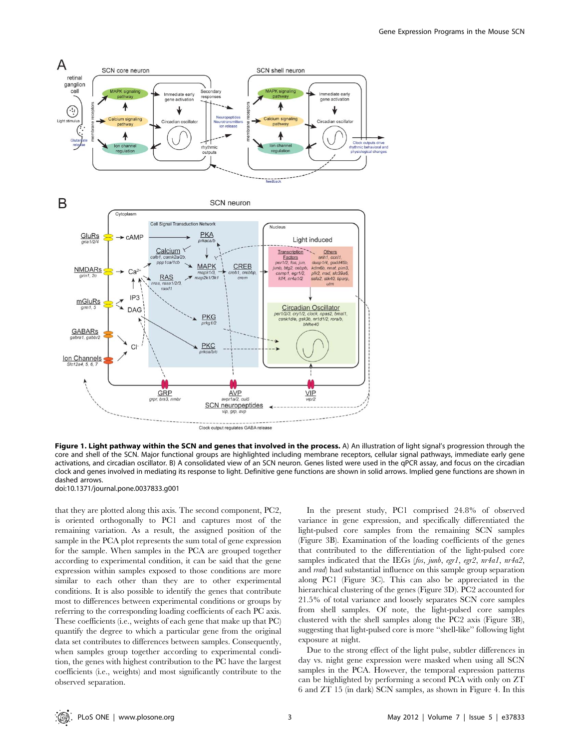**Figure 1. Light pathway within the SCN and genes that involved in the process.** A) An illustration of light signal's progression through the core and shell of the SCN. Major functional groups are highlighted including membrane receptors, cellular signal pathways, immediate early gene activations, and circadian oscillator. B) A consolidated view of an SCN neuron. Genes listed were used in the qPCR assay, and focus on the circadian clock and genes involved in mediating its response to light. Definitive gene functions are shown in solid arrows. Implied gene functions are shown in dashed arrows.
doi:10.1371/journal.pone.0037833.g001

that they are plotted along this axis. The second component, PC2, is oriented orthogonally to PC1 and captures most of the remaining variation. As a result, the assigned position of the sample in the PCA plot represents the sum total of gene expression for the sample. When samples in the PCA are grouped together according to experimental condition, it can be said that the gene expression within samples exposed to those conditions are more similar to each other than they are to other experimental conditions. It is also possible to identify the genes that contribute most to differences between experimental conditions or groups by referring to the corresponding loading coefficients of each PC axis. These coefficients (i.e., weights of each gene that make up that PC) quantify the degree to which a particular gene from the original data set contributes to differences between samples. Consequently, when samples group together according to experimental conditions, the genes with highest contribution to the PC have the largest coefficients (i.e., weights) and most significantly contribute to the observed separation.

In the present study, PC1 comprised 24.8% of observed variance in gene expression, and specifically differentiated the light-pulsed core samples from the remaining SCN samples (Figure 3B). Examination of the loading coefficients of the genes that contributed to the differentiation of the light-pulsed core samples indicated that the IEGs (*fos*, *junb*, *egr1*, *egr2*, *nr4a1*, *nr4a2*, and *rrad*) had substantial influence on this sample group separation along PC1 (Figure 3C). This can also be appreciated in the hierarchical clustering of the genes (Figure 3D). PC2 accounted for 21.5% of total variance and loosely separates SCN core samples from shell samples. Of note, the light-pulsed core samples clustered with the shell samples along the PC2 axis (Figure 3B), suggesting that light-pulsed core is more "shell-like" following light exposure at night.

Due to the strong effect of the light pulse, subtler differences in day vs. night gene expression were masked when using all SCN samples in the PCA. However, the temporal expression patterns can be highlighted by performing a second PCA with only on ZT 6 and ZT 15 (in dark) SCN samples, as shown in Figure 4. In this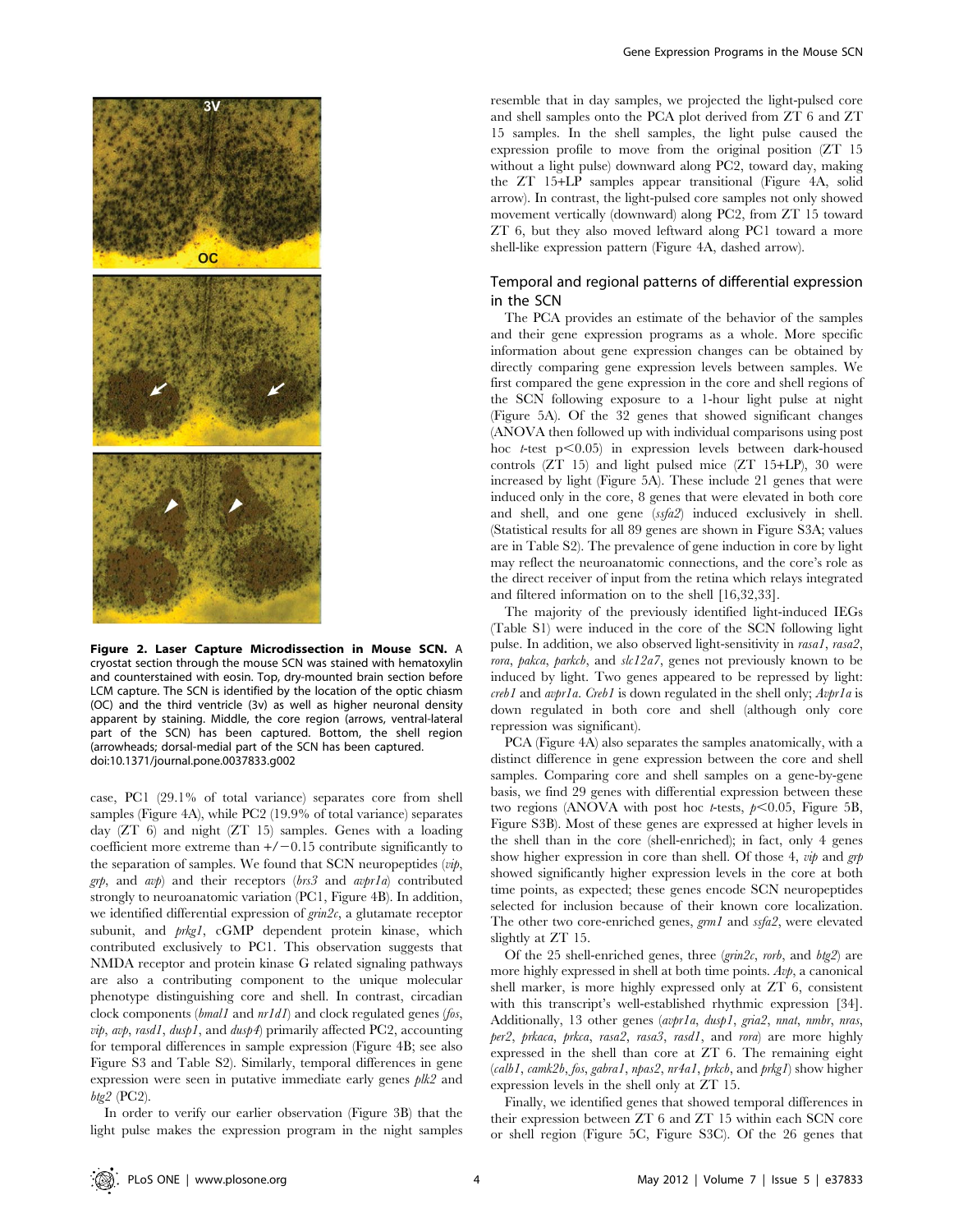**Figure 2. Laser Capture Microdissection in Mouse SCN.** A cryostat section through the mouse SCN was stained with hematoxylin and counterstained with eosin. Top, dry-mounted brain section before LCM capture. The SCN is identified by the location of the optic chiasm (OC) and the third ventricle (3v) as well as higher neuronal density apparent by staining. Middle, the core region (arrows, ventral-lateral part of the SCN) has been captured. Bottom, the shell region (arrowheads; dorsal-medial part of the SCN has been captured.
doi:10.1371/journal.pone.0037833.g002

case, PC1 (29.1% of total variance) separates core from shell samples (Figure 4A), while PC2 (19.9% of total variance) separates day (ZT 6) and night (ZT 15) samples. Genes with a loading coefficient more extreme than +/−0.15 contribute significantly to the separation of samples. We found that SCN neuropeptides (*vip*, *grp*, and *avp*) and their receptors (*brs3* and *avpr1a*) contributed strongly to neuroanatomic variation (PC1, Figure 4B). In addition, we identified differential expression of *grin2c*, a glutamate receptor subunit, and *prkg1*, cGMP dependent protein kinase, which contributed exclusively to PC1. This observation suggests that NMDA receptor and protein kinase G related signaling pathways are also a contributing component to the unique molecular phenotype distinguishing core and shell. In contrast, circadian clock components (*bmal1* and *nr1d1*) and clock regulated genes (*fos*, *vip*, *avp*, *rasd1*, *dusp1*, and *dusp4*) primarily affected PC2, accounting for temporal differences in sample expression (Figure 4B; see also Figure S3 and Table S2). Similarly, temporal differences in gene expression were seen in putative immediate early genes *plk2* and *btg2* (PC2).

In order to verify our earlier observation (Figure 3B) that the light pulse makes the expression program in the night samples resemble that in day samples, we projected the light-pulsed core and shell samples onto the PCA plot derived from ZT 6 and ZT 15 samples. In the shell samples, the light pulse caused the expression profile to move from the original position (ZT 15 without a light pulse) downward along PC2, toward day, making the ZT 15+LP samples appear transitional (Figure 4A, solid arrow). In contrast, the light-pulsed core samples not only showed movement vertically (downward) along PC2, from ZT 15 toward ZT 6, but they also moved leftward along PC1 toward a more shell-like expression pattern (Figure 4A, dashed arrow).

## Temporal and regional patterns of differential expression in the SCN

The PCA provides an estimate of the behavior of the samples and their gene expression programs as a whole. More specific information about gene expression changes can be obtained by directly comparing gene expression levels between samples. We first compared the gene expression in the core and shell regions of the SCN following exposure to a 1-hour light pulse at night (Figure 5A). Of the 32 genes that showed significant changes (ANOVA then followed up with individual comparisons using post hoc *t*-test $p<0.05$) in expression levels between dark-housed controls (ZT 15) and light pulsed mice (ZT 15+LP), 30 were increased by light (Figure 5A). These include 21 genes that were induced only in the core, 8 genes that were elevated in both core and shell, and one gene (*ssfa2*) induced exclusively in shell. (Statistical results for all 89 genes are shown in Figure S3A; values are in Table S2). The prevalence of gene induction in core by light may reflect the neuroanatomic connections, and the core's role as the direct receiver of input from the retina which relays integrated and filtered information on to the shell [16,32,33].

The majority of the previously identified light-induced IEGs (Table S1) were induced in the core of the SCN following light pulse. In addition, we also observed light-sensitivity in *rasa1*, *rasa2*, *rora*, *pakca*, *parkcb*, and *slc12a7*, genes not previously known to be induced by light. Two genes appeared to be repressed by light: *creb1* and *avpr1a*. *Creb1* is down regulated in the shell only; *Avpr1a* is down regulated in both core and shell (although only core repression was significant).

PCA (Figure 4A) also separates the samples anatomically, with a distinct difference in gene expression between the core and shell samples. Comparing core and shell samples on a gene-by-gene basis, we find 29 genes with differential expression between these two regions (ANOVA with post hoc *t*-tests, $p<0.05$, Figure 5B, Figure S3B). Most of these genes are expressed at higher levels in the shell than in the core (shell-enriched); in fact, only 4 genes show higher expression in core than shell. Of those 4, *vip* and *grp* showed significantly higher expression levels in the core at both time points, as expected; these genes encode SCN neuropeptides selected for inclusion because of their known core localization. The other two core-enriched genes, *grm1* and *ssfa2*, were elevated slightly at ZT 15.

Of the 25 shell-enriched genes, three (*grin2c*, *rorb*, and *btg2*) are more highly expressed in shell at both time points. *Avp*, a canonical shell marker, is more highly expressed only at ZT 6, consistent with this transcript's well-established rhythmic expression [34]. Additionally, 13 other genes (*avpr1a*, *dusp1*, *gria2*, *nnat*, *nmbr*, *nras*, *per2*, *prkaca*, *prkca*, *rasa2*, *rasa3*, *rasd1*, and *rora*) are more highly expressed in the shell than core at ZT 6. The remaining eight (*calb1*, *camk2b*, *fos*, *gabra1*, *npas2*, *nr4a1*, *prkcb*, and *prkg1*) show higher expression levels in the shell only at ZT 15.

Finally, we identified genes that showed temporal differences in their expression between ZT 6 and ZT 15 within each SCN core or shell region (Figure 5C, Figure S3C). Of the 26 genes that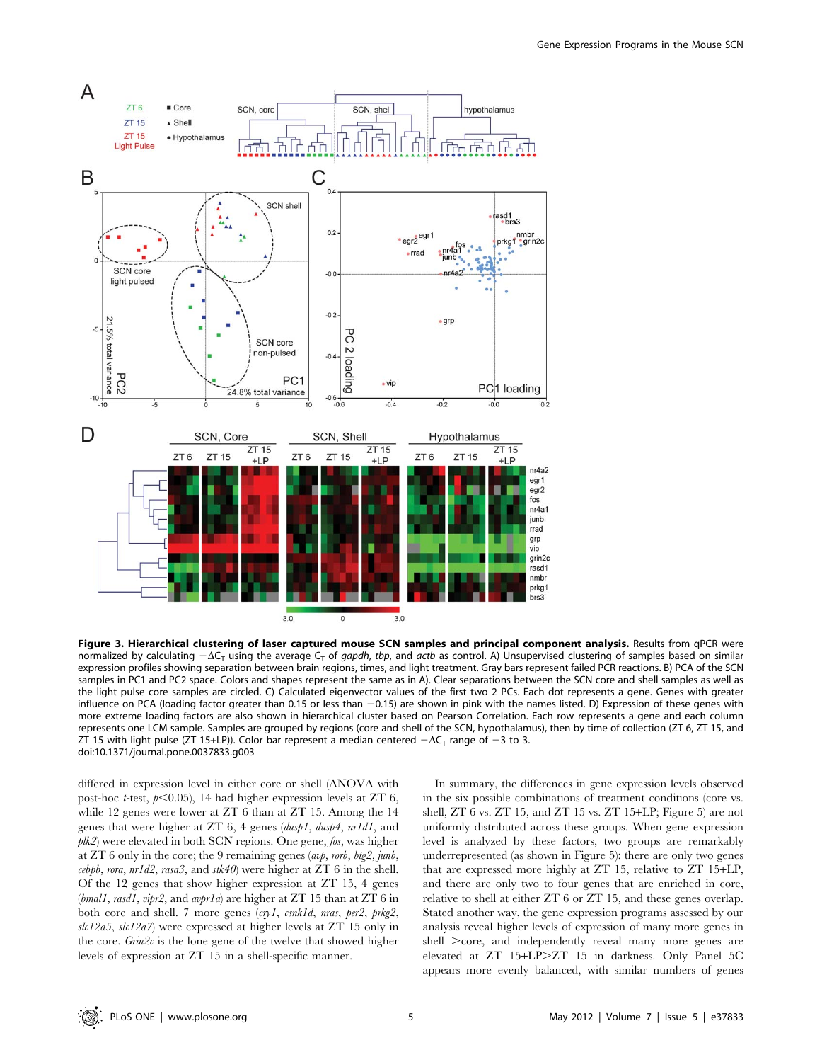**Figure 3. Hierarchical clustering of laser captured mouse SCN samples and principal component analysis.** Results from qPCR were normalized by calculating $-\Delta C_T$ using the average $C_T$ of *gapdh*, *tbp*, and *actb* as control. A) Unsupervised clustering of samples based on similar expression profiles showing separation between brain regions, times, and light treatment. Gray bars represent failed PCR reactions. B) PCA of the SCN samples in PC1 and PC2 space. Colors and shapes represent the same as in A). Clear separations between the SCN core and shell samples as well as the light pulse core samples are circled. C) Calculated eigenvector values of the first two 2 PCs. Each dot represents a gene. Genes with greater influence on PCA (loading factor greater than 0.15 or less than −0.15) are shown in pink with the names listed. D) Expression of these genes with more extreme loading factors are also shown in hierarchical cluster based on Pearson Correlation. Each row represents a gene and each column represents one LCM sample. Samples are grouped by regions (core and shell of the SCN, hypothalamus), then by time of collection (ZT 6, ZT 15, and ZT 15 with light pulse (ZT 15+LP)). Color bar represent a median centered $-\Delta C_T$ range of −3 to 3.
doi:10.1371/journal.pone.0037833.g003

differed in expression level in either core or shell (ANOVA with post-hoc *t*-test, $p<0.05$), 14 had higher expression levels at ZT 6, while 12 genes were lower at ZT 6 than at ZT 15. Among the 14 genes that were higher at ZT 6, 4 genes (*dusp1*, *dusp4*, *nr1d1*, and *plk2*) were elevated in both SCN regions. One gene, *fos*, was higher at ZT 6 only in the core; the 9 remaining genes (*avp*, *rorb*, *btg2*, *junb*, *cebpb*, *rora*, *nr1d2*, *rasa3*, and *stk40*) were higher at ZT 6 in the shell. Of the 12 genes that show higher expression at ZT 15, 4 genes (*bmal1*, *rasd1*, *vipr2*, and *avpr1a*) are higher at ZT 15 than at ZT 6 in both core and shell. 7 more genes (*cry1*, *csnk1d*, *nras*, *per2*, *prkg2*, *slc12a5*, *slc12a7*) were expressed at higher levels at ZT 15 only in the core. *Grin2c* is the lone gene of the twelve that showed higher levels of expression at ZT 15 in a shell-specific manner.

In summary, the differences in gene expression levels observed in the six possible combinations of treatment conditions (core vs. shell, ZT 6 vs. ZT 15, and ZT 15 vs. ZT 15+LP; Figure 5) are not uniformly distributed across these groups. When gene expression level is analyzed by these factors, two groups are remarkably underrepresented (as shown in Figure 5): there are only two genes that are expressed more highly at ZT 15, relative to ZT 15+LP, and there are only two to four genes that are enriched in core, relative to shell at either ZT 6 or ZT 15, and these genes overlap. Stated another way, the gene expression programs assessed by our analysis reveal higher levels of expression of many more genes in shell >core, and independently reveal many more genes are elevated at ZT 15+LP>ZT 15 in darkness. Only Panel 5C appears more evenly balanced, with similar numbers of genes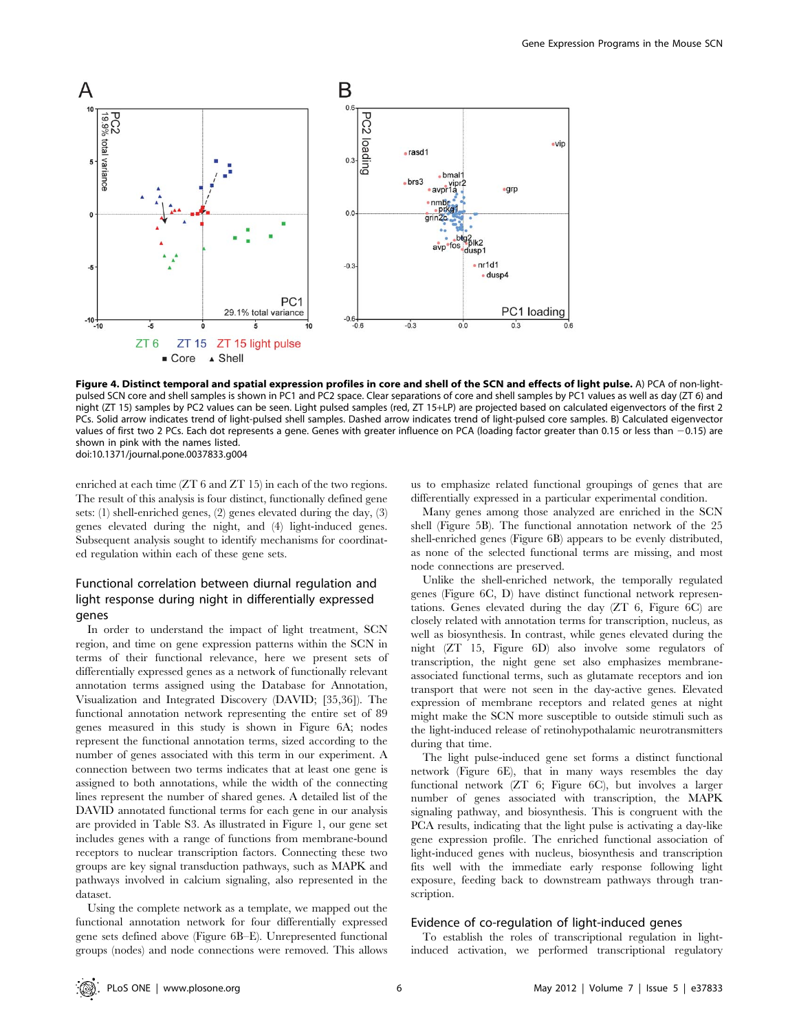**Figure 4. Distinct temporal and spatial expression profiles in core and shell of the SCN and effects of light pulse.** A) PCA of non-light-pulsed SCN core and shell samples is shown in PC1 and PC2 space. Clear separations of core and shell samples by PC1 values as well as day (ZT 6) and night (ZT 15) samples by PC2 values can be seen. Light pulsed samples (red, ZT 15+LP) are projected based on calculated eigenvectors of the first 2 PCs. Solid arrow indicates trend of light-pulsed shell samples. Dashed arrow indicates trend of light-pulsed core samples. B) Calculated eigenvector values of first two 2 PCs. Each dot represents a gene. Genes with greater influence on PCA (loading factor greater than 0.15 or less than −0.15) are shown in pink with the names listed.
doi:10.1371/journal.pone.0037833.g004

enriched at each time (ZT 6 and ZT 15) in each of the two regions. The result of this analysis is four distinct, functionally defined gene sets: (1) shell-enriched genes, (2) genes elevated during the day, (3) genes elevated during the night, and (4) light-induced genes. Subsequent analysis sought to identify mechanisms for coordinated regulation within each of these gene sets.

## Functional correlation between diurnal regulation and light response during night in differentially expressed genes

In order to understand the impact of light treatment, SCN region, and time on gene expression patterns within the SCN in terms of their functional relevance, here we present sets of differentially expressed genes as a network of functionally relevant annotation terms assigned using the Database for Annotation, Visualization and Integrated Discovery (DAVID; [35,36]). The functional annotation network representing the entire set of 89 genes measured in this study is shown in Figure 6A; nodes represent the functional annotation terms, sized according to the number of genes associated with this term in our experiment. A connection between two terms indicates that at least one gene is assigned to both annotations, while the width of the connecting lines represent the number of shared genes. A detailed list of the DAVID annotated functional terms for each gene in our analysis are provided in Table S3. As illustrated in Figure 1, our gene set includes genes with a range of functions from membrane-bound receptors to nuclear transcription factors. Connecting these two groups are key signal transduction pathways, such as MAPK and pathways involved in calcium signaling, also represented in the dataset.

Using the complete network as a template, we mapped out the functional annotation network for four differentially expressed gene sets defined above (Figure 6B–E). Unrepresented functional groups (nodes) and node connections were removed. This allows us to emphasize related functional groupings of genes that are differentially expressed in a particular experimental condition.

Many genes among those analyzed are enriched in the SCN shell (Figure 5B). The functional annotation network of the 25 shell-enriched genes (Figure 6B) appears to be evenly distributed, as none of the selected functional terms are missing, and most node connections are preserved.

Unlike the shell-enriched network, the temporally regulated genes (Figure 6C, D) have distinct functional network representations. Genes elevated during the day (ZT 6, Figure 6C) are closely related with annotation terms for transcription, nucleus, as well as biosynthesis. In contrast, while genes elevated during the night (ZT 15, Figure 6D) also involve some regulators of transcription, the night gene set also emphasizes membrane-associated functional terms, such as glutamate receptors and ion transport that were not seen in the day-active genes. Elevated expression of membrane receptors and related genes at night might make the SCN more susceptible to outside stimuli such as the light-induced release of retinohypothalamic neurotransmitters during that time.

The light pulse-induced gene set forms a distinct functional network (Figure 6E), that in many ways resembles the day functional network (ZT 6; Figure 6C), but involves a larger number of genes associated with transcription, the MAPK signaling pathway, and biosynthesis. This is congruent with the PCA results, indicating that the light pulse is activating a day-like gene expression profile. The enriched functional association of light-induced genes with nucleus, biosynthesis and transcription fits well with the immediate early response following light exposure, feeding back to downstream pathways through transcription.

## Evidence of co-regulation of light-induced genes

To establish the roles of transcriptional regulation in light-induced activation, we performed transcriptional regulatory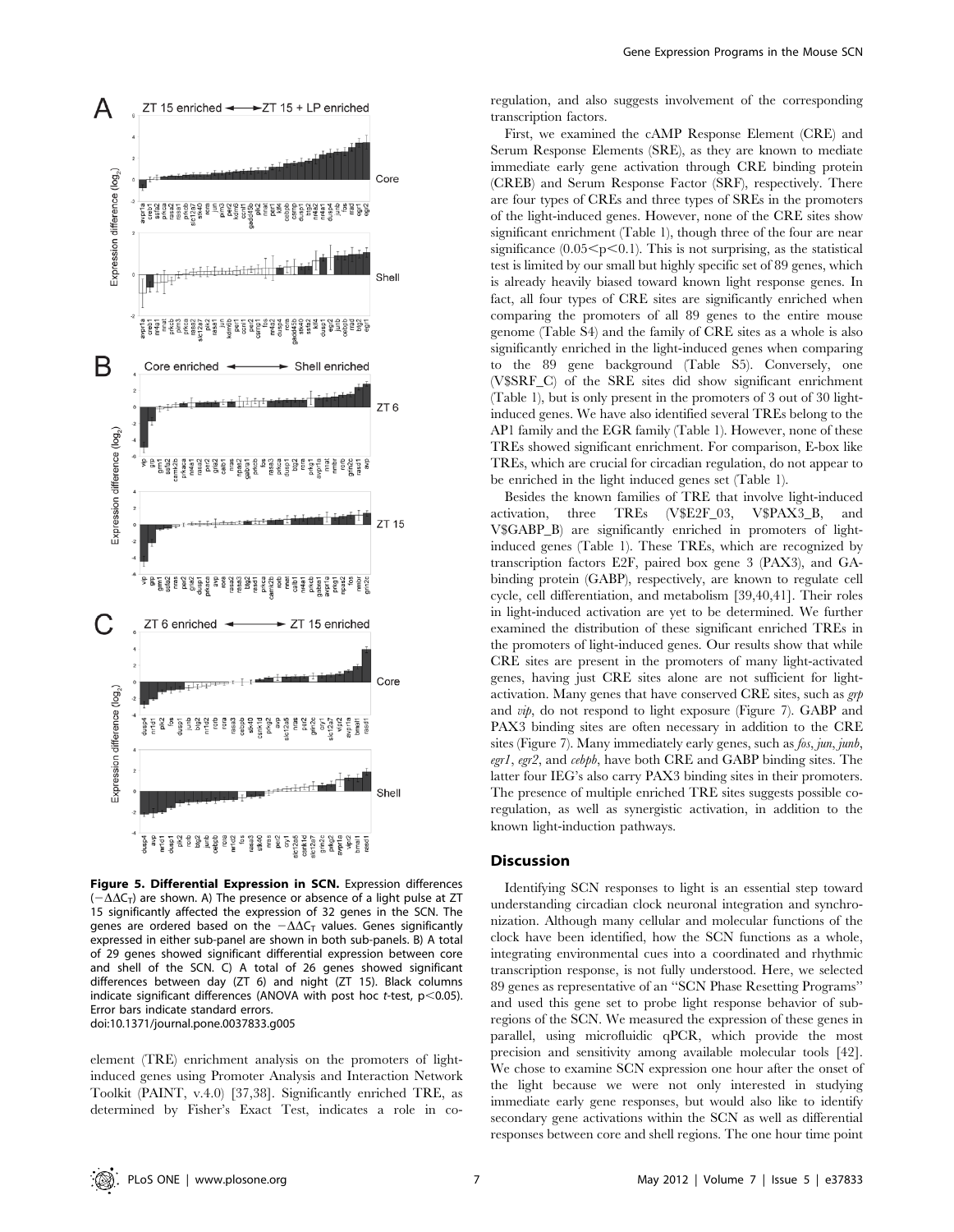**Figure 5. Differential Expression in SCN.** Expression differences ($-\Delta\Delta C_T$) are shown. A) The presence or absence of a light pulse at ZT 15 significantly affected the expression of 32 genes in the SCN. The genes are ordered based on the $-\Delta\Delta C_T$ values. Genes significantly expressed in either sub-panel are shown in both sub-panels. B) A total of 29 genes showed significant differential expression between core and shell of the SCN. C) A total of 26 genes showed significant differences between day (ZT 6) and night (ZT 15). Black columns indicate significant differences (ANOVA with post hoc *t*-test, $p<0.05$). Error bars indicate standard errors.
doi:10.1371/journal.pone.0037833.g005

element (TRE) enrichment analysis on the promoters of light-induced genes using Promoter Analysis and Interaction Network Toolkit (PAINT, v.4.0) [37,38]. Significantly enriched TRE, as determined by Fisher's Exact Test, indicates a role in co-regulation, and also suggests involvement of the corresponding transcription factors.

First, we examined the cAMP Response Element (CRE) and Serum Response Elements (SRE), as they are known to mediate immediate early gene activation through CRE binding protein (CREB) and Serum Response Factor (SRF), respectively. There are four types of CREs and three types of SREs in the promoters of the light-induced genes. However, none of the CRE sites show significant enrichment (Table 1), though three of the four are near significance ($0.05<p<0.1$). This is not surprising, as the statistical test is limited by our small but highly specific set of 89 genes, which is already heavily biased toward known light response genes. In fact, all four types of CRE sites are significantly enriched when comparing the promoters of all 89 genes to the entire mouse genome (Table S4) and the family of CRE sites as a whole is also significantly enriched in the light-induced genes when comparing to the 89 gene background (Table S5). Conversely, one (V$SRF_C) of the SRE sites did show significant enrichment (Table 1), but is only present in the promoters of 3 out of 30 light-induced genes. We have also identified several TREs belong to the AP1 family and the EGR family (Table 1). However, none of these TREs showed significant enrichment. For comparison, E-box like TREs, which are crucial for circadian regulation, do not appear to be enriched in the light induced genes set (Table 1).

Besides the known families of TRE that involve light-induced activation, three TREs (V$E2F_03, V$PAX3_B, and V$GABP_B) are significantly enriched in promoters of light-induced genes (Table 1). These TREs, which are recognized by transcription factors E2F, paired box gene 3 (PAX3), and GA-binding protein (GABP), respectively, are known to regulate cell cycle, cell differentiation, and metabolism [39,40,41]. Their roles in light-induced activation are yet to be determined. We further examined the distribution of these significant enriched TREs in the promoters of light-induced genes. Our results show that while CRE sites are present in the promoters of many light-activated genes, having just CRE sites alone are not sufficient for light-activation. Many genes that have conserved CRE sites, such as *grp* and *vip*, do not respond to light exposure (Figure 7). GABP and PAX3 binding sites are often necessary in addition to the CRE sites (Figure 7). Many immediately early genes, such as *fos*, *jun*, *junb*, *egr1*, *egr2*, and *cebpb*, have both CRE and GABP binding sites. The latter four IEG's also carry PAX3 binding sites in their promoters. The presence of multiple enriched TRE sites suggests possible co-regulation, as well as synergistic activation, in addition to the known light-induction pathways.

## Discussion

Identifying SCN responses to light is an essential step toward understanding circadian clock neuronal integration and synchronization. Although many cellular and molecular functions of the clock have been identified, how the SCN functions as a whole, integrating environmental cues into a coordinated and rhythmic transcription response, is not fully understood. Here, we selected 89 genes as representative of an "SCN Phase Resetting Programs" and used this gene set to probe light response behavior of sub-regions of the SCN. We measured the expression of these genes in parallel, using microfluidic qPCR, which provide the most precision and sensitivity among available molecular tools [42]. We chose to examine SCN expression one hour after the onset of the light because we were not only interested in studying immediate early gene responses, but would also like to identify secondary gene activations within the SCN as well as differential responses between core and shell regions. The one hour time point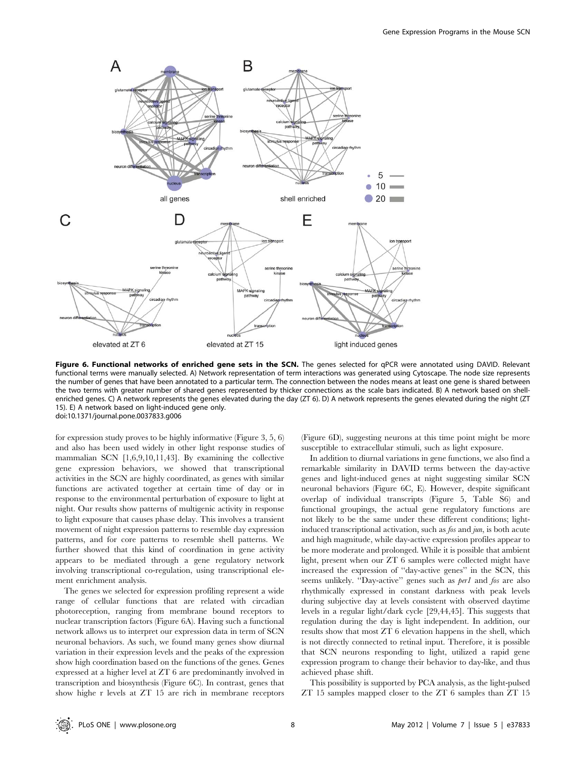**Figure 6. Functional networks of enriched gene sets in the SCN.** The genes selected for qPCR were annotated using DAVID. Relevant functional terms were manually selected. A) Network representation of term interactions was generated using Cytoscape. The node size represents the number of genes that have been annotated to a particular term. The connection between the nodes means at least one gene is shared between the two terms with greater number of shared genes represented by thicker connections as the scale bars indicated. B) A network based on shell-enriched genes. C) A network represents the genes elevated during the day (ZT 6). D) A network represents the genes elevated during the night (ZT 15). E) A network based on light-induced gene only.
doi:10.1371/journal.pone.0037833.g006

for expression study proves to be highly informative (Figure 3, 5, 6) and also has been used widely in other light response studies of mammalian SCN [1,6,9,10,11,43]. By examining the collective gene expression behaviors, we showed that transcriptional activities in the SCN are highly coordinated, as genes with similar functions are activated together at certain time of day or in response to the environmental perturbation of exposure to light at night. Our results show patterns of multigenic activity in response to light exposure that causes phase delay. This involves a transient movement of night expression patterns to resemble day expression patterns, and for core patterns to resemble shell patterns. We further showed that this kind of coordination in gene activity appears to be mediated through a gene regulatory network involving transcriptional co-regulation, using transcriptional element enrichment analysis.

The genes we selected for expression profiling represent a wide range of cellular functions that are related with circadian photoreception, ranging from membrane bound receptors to nuclear transcription factors (Figure 6A). Having such a functional network allows us to interpret our expression data in term of SCN neuronal behaviors. As such, we found many genes show diurnal variation in their expression levels and the peaks of the expression show high coordination based on the functions of the genes. Genes expressed at a higher level at ZT 6 are predominantly involved in transcription and biosynthesis (Figure 6C). In contrast, genes that show highe r levels at ZT 15 are rich in membrane receptors (Figure 6D), suggesting neurons at this time point might be more susceptible to extracellular stimuli, such as light exposure.

In addition to diurnal variations in gene functions, we also find a remarkable similarity in DAVID terms between the day-active genes and light-induced genes at night suggesting similar SCN neuronal behaviors (Figure 6C, E). However, despite significant overlap of individual transcripts (Figure 5, Table S6) and functional groupings, the actual gene regulatory functions are not likely to be the same under these different conditions; light-induced transcriptional activation, such as *fos* and *jun*, is both acute and high magnitude, while day-active expression profiles appear to be more moderate and prolonged. While it is possible that ambient light, present when our ZT 6 samples were collected might have increased the expression of "day-active genes" in the SCN, this seems unlikely. "Day-active" genes such as *per1* and *fos* are also rhythmically expressed in constant darkness with peak levels during subjective day at levels consistent with observed daytime levels in a regular light/dark cycle [29,44,45]. This suggests that regulation during the day is light independent. In addition, our results show that most ZT 6 elevation happens in the shell, which is not directly connected to retinal input. Therefore, it is possible that SCN neurons responding to light, utilized a rapid gene expression program to change their behavior to day-like, and thus achieved phase shift.

This possibility is supported by PCA analysis, as the light-pulsed ZT 15 samples mapped closer to the ZT 6 samples than ZT 15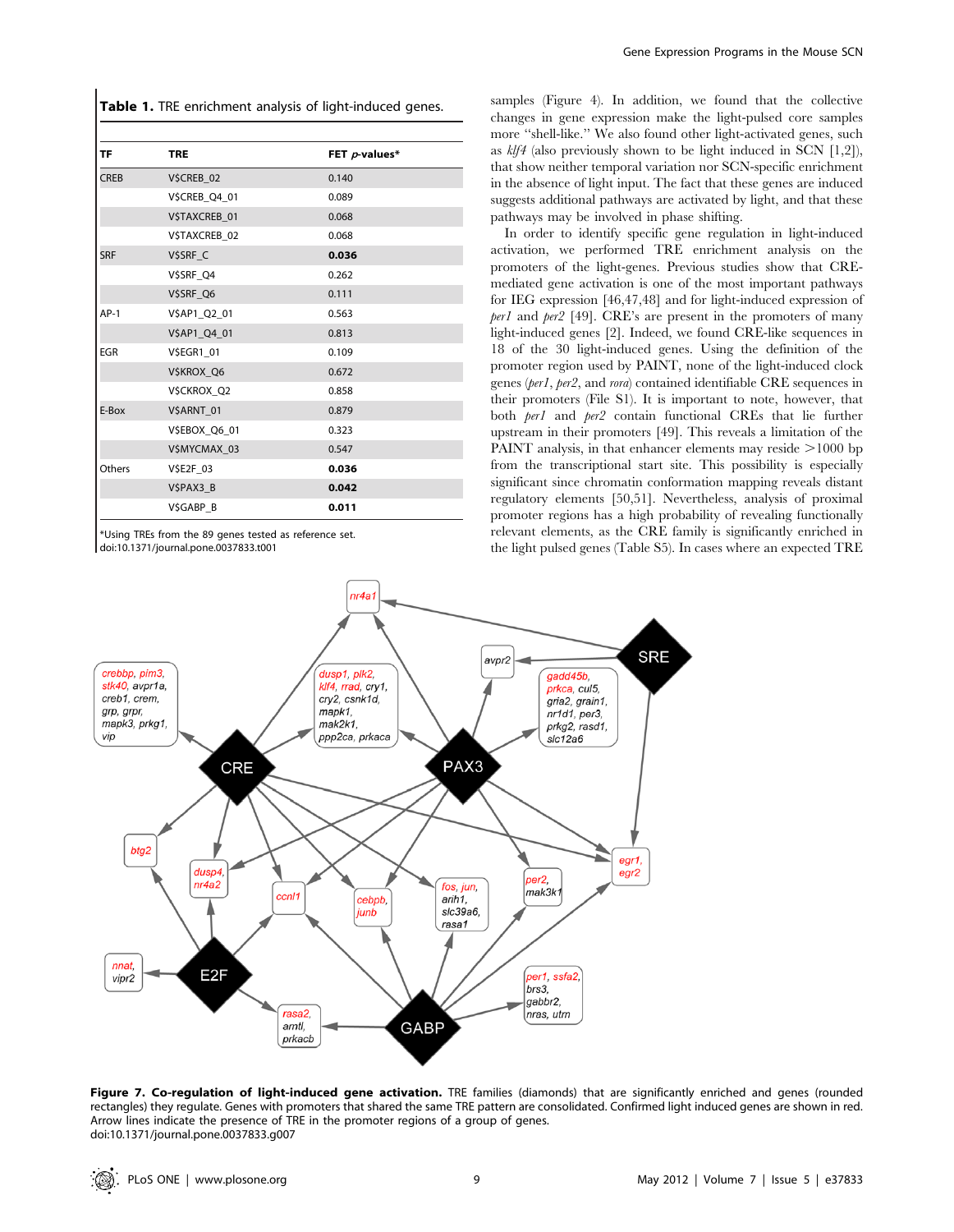**Table 1.** TRE enrichment analysis of light-induced genes.

| TF | TRE | FET *p*-values* |
| --- | --- | --- |
| CREB | V$CREB_02 | 0.140 |
| | V$CREB_Q4_01 | 0.089 |
| | V$TAXCREB_01 | 0.068 |
| | V$TAXCREB_02 | 0.068 |
| SRF | V$SRF_C | **0.036** |
| | V$SRF_Q4 | 0.262 |
| | V$SRF_Q6 | 0.111 |
| AP-1 | V$AP1_Q2_01 | 0.563 |
| | V$AP1_Q4_01 | 0.813 |
| EGR | V$EGR1_01 | 0.109 |
| | V$KROX_Q6 | 0.672 |
| | V$CKROX_Q2 | 0.858 |
| E-Box | V$ARNT_01 | 0.879 |
| | V$EBOX_Q6_01 | 0.323 |
| | V$MYCMAX_03 | 0.547 |
| Others | V$E2F_03 | **0.036** |
| | V$PAX3_B | **0.042** |
| | V$GABP_B | **0.011** |

*Using TREs from the 89 genes tested as reference set.
doi:10.1371/journal.pone.0037833.t001

samples (Figure 4). In addition, we found that the collective changes in gene expression make the light-pulsed core samples more "shell-like." We also found other light-activated genes, such as *klf4* (also previously shown to be light induced in SCN [1,2]), that show neither temporal variation nor SCN-specific enrichment in the absence of light input. The fact that these genes are induced suggests additional pathways are activated by light, and that these pathways may be involved in phase shifting.

In order to identify specific gene regulation in light-induced activation, we performed TRE enrichment analysis on the promoters of the light-genes. Previous studies show that CRE-mediated gene activation is one of the most important pathways for IEG expression [46,47,48] and for light-induced expression of *per1* and *per2* [49]. CRE's are present in the promoters of many light-induced genes [2]. Indeed, we found CRE-like sequences in 18 of the 30 light-induced genes. Using the definition of the promoter region used by PAINT, none of the light-induced clock genes (*per1*, *per2*, and *rora*) contained identifiable CRE sequences in their promoters (File S1). It is important to note, however, that both *per1* and *per2* contain functional CREs that lie further upstream in their promoters [49]. This reveals a limitation of the PAINT analysis, in that enhancer elements may reside >1000 bp from the transcriptional start site. This possibility is especially significant since chromatin conformation mapping reveals distant regulatory elements [50,51]. Nevertheless, analysis of proximal promoter regions has a high probability of revealing functionally relevant elements, as the CRE family is significantly enriched in the light pulsed genes (Table S5). In cases where an expected TRE

**Figure 7. Co-regulation of light-induced gene activation.** TRE families (diamonds) that are significantly enriched and genes (rounded rectangles) they regulate. Genes with promoters that shared the same TRE pattern are consolidated. Confirmed light induced genes are shown in red. Arrow lines indicate the presence of TRE in the promoter regions of a group of genes.
doi:10.1371/journal.pone.0037833.g007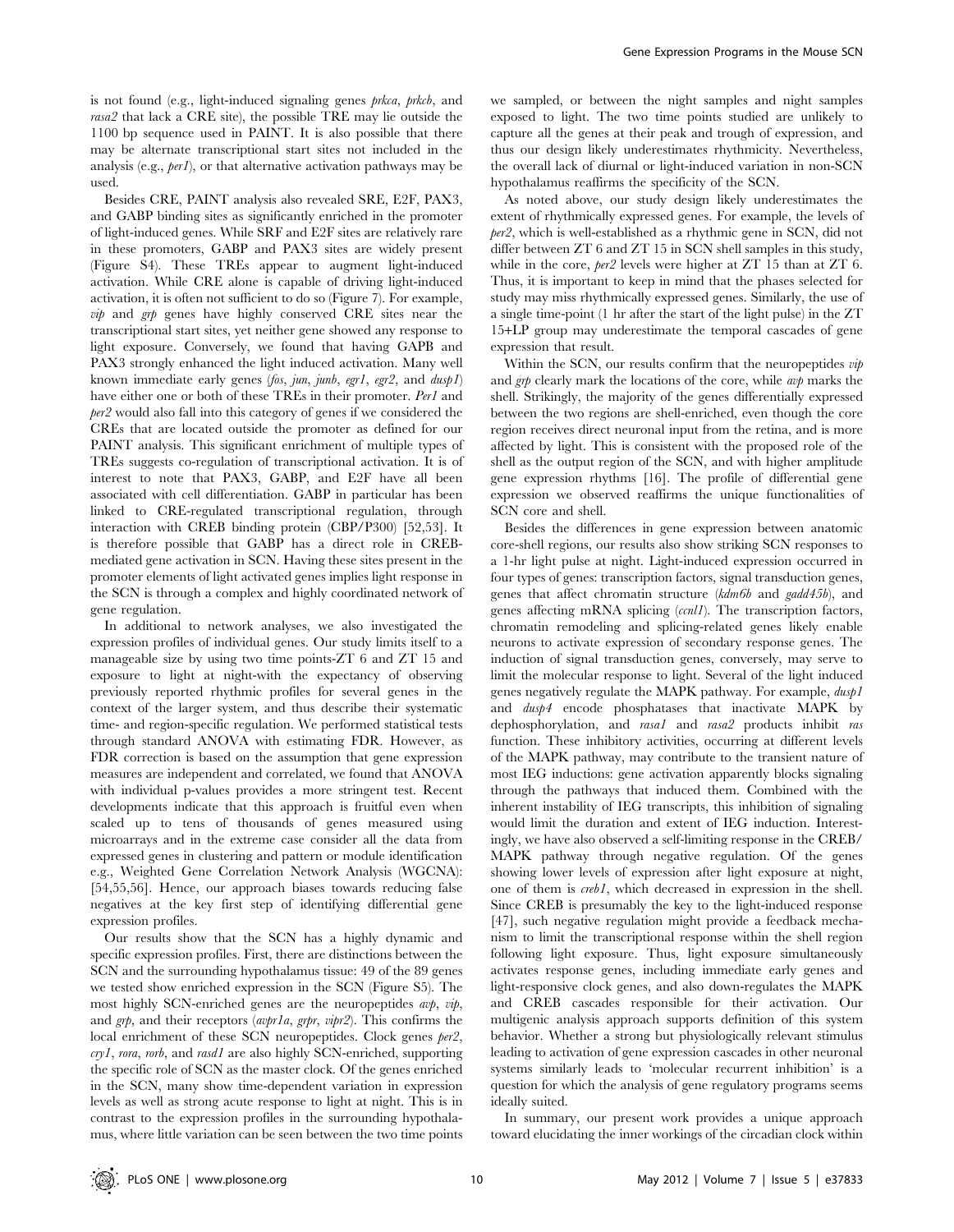is not found (e.g., light-induced signaling genes *prkca*, *prkcb*, and *rasa2* that lack a CRE site), the possible TRE may lie outside the 1100 bp sequence used in PAINT. It is also possible that there may be alternate transcriptional start sites not included in the analysis (e.g., *per1*), or that alternative activation pathways may be used.

Besides CRE, PAINT analysis also revealed SRE, E2F, PAX3, and GABP binding sites as significantly enriched in the promoter of light-induced genes. While SRF and E2F sites are relatively rare in these promoters, GABP and PAX3 sites are widely present (Figure S4). These TREs appear to augment light-induced activation. While CRE alone is capable of driving light-induced activation, it is often not sufficient to do so (Figure 7). For example, *vip* and *grp* genes have highly conserved CRE sites near the transcriptional start sites, yet neither gene showed any response to light exposure. Conversely, we found that having GAPB and PAX3 strongly enhanced the light induced activation. Many well known immediate early genes (*fos*, *jun*, *junb*, *egr1*, *egr2*, and *dusp1*) have either one or both of these TREs in their promoter. *Per1* and *per2* would also fall into this category of genes if we considered the CREs that are located outside the promoter as defined for our PAINT analysis. This significant enrichment of multiple types of TREs suggests co-regulation of transcriptional activation. It is of interest to note that PAX3, GABP, and E2F have all been associated with cell differentiation. GABP in particular has been linked to CRE-regulated transcriptional regulation, through interaction with CREB binding protein (CBP/P300) [52,53]. It is therefore possible that GABP has a direct role in CREB-mediated gene activation in SCN. Having these sites present in the promoter elements of light activated genes implies light response in the SCN is through a complex and highly coordinated network of gene regulation.

In additional to network analyses, we also investigated the expression profiles of individual genes. Our study limits itself to a manageable size by using two time points-ZT 6 and ZT 15 and exposure to light at night-with the expectancy of observing previously reported rhythmic profiles for several genes in the context of the larger system, and thus describe their systematic time- and region-specific regulation. We performed statistical tests through standard ANOVA with estimating FDR. However, as FDR correction is based on the assumption that gene expression measures are independent and correlated, we found that ANOVA with individual p-values provides a more stringent test. Recent developments indicate that this approach is fruitful even when scaled up to tens of thousands of genes measured using microarrays and in the extreme case consider all the data from expressed genes in clustering and pattern or module identification e.g., Weighted Gene Correlation Network Analysis (WGCNA): [54,55,56]. Hence, our approach biases towards reducing false negatives at the key first step of identifying differential gene expression profiles.

Our results show that the SCN has a highly dynamic and specific expression profiles. First, there are distinctions between the SCN and the surrounding hypothalamus tissue: 49 of the 89 genes we tested show enriched expression in the SCN (Figure S5). The most highly SCN-enriched genes are the neuropeptides *avp*, *vip*, and *grp*, and their receptors (*avpr1a*, *grpr*, *vipr2*). This confirms the local enrichment of these SCN neuropeptides. Clock genes *per2*, *cry1*, *rora*, *rorb*, and *rasd1* are also highly SCN-enriched, supporting the specific role of SCN as the master clock. Of the genes enriched in the SCN, many show time-dependent variation in expression levels as well as strong acute response to light at night. This is in contrast to the expression profiles in the surrounding hypothalamus, where little variation can be seen between the two time points we sampled, or between the night samples and night samples exposed to light. The two time points studied are unlikely to capture all the genes at their peak and trough of expression, and thus our design likely underestimates rhythmicity. Nevertheless, the overall lack of diurnal or light-induced variation in non-SCN hypothalamus reaffirms the specificity of the SCN.

As noted above, our study design likely underestimates the extent of rhythmically expressed genes. For example, the levels of *per2*, which is well-established as a rhythmic gene in SCN, did not differ between ZT 6 and ZT 15 in SCN shell samples in this study, while in the core, *per2* levels were higher at ZT 15 than at ZT 6. Thus, it is important to keep in mind that the phases selected for study may miss rhythmically expressed genes. Similarly, the use of a single time-point (1 hr after the start of the light pulse) in the ZT 15+LP group may underestimate the temporal cascades of gene expression that result.

Within the SCN, our results confirm that the neuropeptides *vip* and *grp* clearly mark the locations of the core, while *avp* marks the shell. Strikingly, the majority of the genes differentially expressed between the two regions are shell-enriched, even though the core region receives direct neuronal input from the retina, and is more affected by light. This is consistent with the proposed role of the shell as the output region of the SCN, and with higher amplitude gene expression rhythms [16]. The profile of differential gene expression we observed reaffirms the unique functionalities of SCN core and shell.

Besides the differences in gene expression between anatomic core-shell regions, our results also show striking SCN responses to a 1-hr light pulse at night. Light-induced expression occurred in four types of genes: transcription factors, signal transduction genes, genes that affect chromatin structure (*kdm6b* and *gadd45b*), and genes affecting mRNA splicing (*ccnl1*). The transcription factors, chromatin remodeling and splicing-related genes likely enable neurons to activate expression of secondary response genes. The induction of signal transduction genes, conversely, may serve to limit the molecular response to light. Several of the light induced genes negatively regulate the MAPK pathway. For example, *dusp1* and *dusp4* encode phosphatases that inactivate MAPK by dephosphorylation, and *rasa1* and *rasa2* products inhibit *ras* function. These inhibitory activities, occurring at different levels of the MAPK pathway, may contribute to the transient nature of most IEG inductions: gene activation apparently blocks signaling through the pathways that induced them. Combined with the inherent instability of IEG transcripts, this inhibition of signaling would limit the duration and extent of IEG induction. Interestingly, we have also observed a self-limiting response in the CREB/MAPK pathway through negative regulation. Of the genes showing lower levels of expression after light exposure at night, one of them is *creb1*, which decreased in expression in the shell. Since CREB is presumably the key to the light-induced response [47], such negative regulation might provide a feedback mechanism to limit the transcriptional response within the shell region following light exposure. Thus, light exposure simultaneously activates response genes, including immediate early genes and light-responsive clock genes, and also down-regulates the MAPK and CREB cascades responsible for their activation. Our multigenic analysis approach supports definition of this system behavior. Whether a strong but physiologically relevant stimulus leading to activation of gene expression cascades in other neuronal systems similarly leads to 'molecular recurrent inhibition' is a question for which the analysis of gene regulatory programs seems ideally suited.

In summary, our present work provides a unique approach toward elucidating the inner workings of the circadian clock within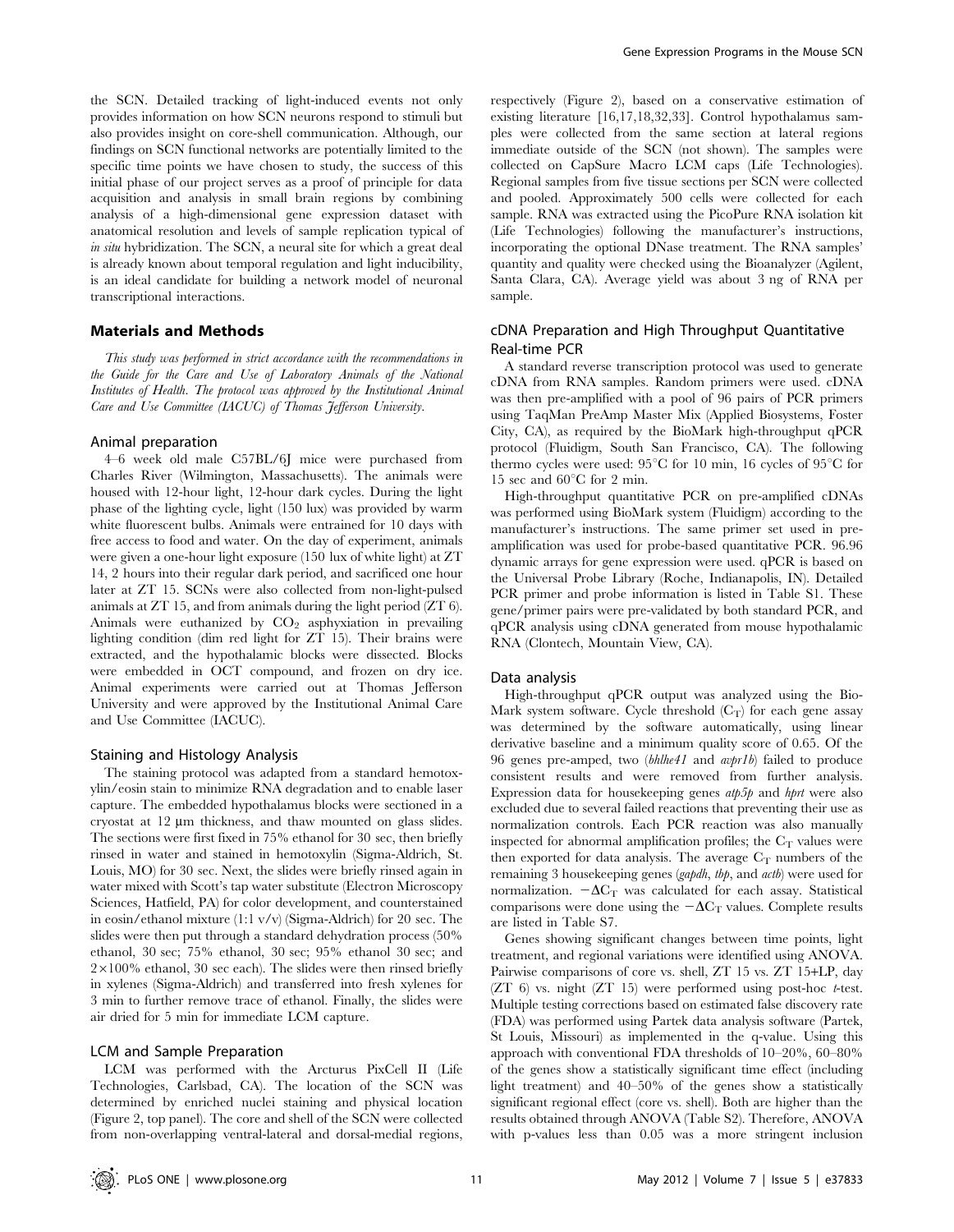the SCN. Detailed tracking of light-induced events not only provides information on how SCN neurons respond to stimuli but also provides insight on core-shell communication. Although, our findings on SCN functional networks are potentially limited to the specific time points we have chosen to study, the success of this initial phase of our project serves as a proof of principle for data acquisition and analysis in small brain regions by combining analysis of a high-dimensional gene expression dataset with anatomical resolution and levels of sample replication typical of *in situ* hybridization. The SCN, a neural site for which a great deal is already known about temporal regulation and light inducibility, is an ideal candidate for building a network model of neuronal transcriptional interactions.

## Materials and Methods

*This study was performed in strict accordance with the recommendations in the Guide for the Care and Use of Laboratory Animals of the National Institutes of Health. The protocol was approved by the Institutional Animal Care and Use Committee (IACUC) of Thomas Jefferson University.*

### Animal preparation

4–6 week old male C57BL/6J mice were purchased from Charles River (Wilmington, Massachusetts). The animals were housed with 12-hour light, 12-hour dark cycles. During the light phase of the lighting cycle, light (150 lux) was provided by warm white fluorescent bulbs. Animals were entrained for 10 days with free access to food and water. On the day of experiment, animals were given a one-hour light exposure (150 lux of white light) at ZT 14, 2 hours into their regular dark period, and sacrificed one hour later at ZT 15. SCNs were also collected from non-light-pulsed animals at ZT 15, and from animals during the light period (ZT 6). Animals were euthanized by $CO_2$ asphyxiation in prevailing lighting condition (dim red light for ZT 15). Their brains were extracted, and the hypothalamic blocks were dissected. Blocks were embedded in OCT compound, and frozen on dry ice. Animal experiments were carried out at Thomas Jefferson University and were approved by the Institutional Animal Care and Use Committee (IACUC).

### Staining and Histology Analysis

The staining protocol was adapted from a standard hemotoxylin/eosin stain to minimize RNA degradation and to enable laser capture. The embedded hypothalamus blocks were sectioned in a cryostat at 12 µm thickness, and thaw mounted on glass slides. The sections were first fixed in 75% ethanol for 30 sec, then briefly rinsed in water and stained in hemotoxylin (Sigma-Aldrich, St. Louis, MO) for 30 sec. Next, the slides were briefly rinsed again in water mixed with Scott's tap water substitute (Electron Microscopy Sciences, Hatfield, PA) for color development, and counterstained in eosin/ethanol mixture (1:1 v/v) (Sigma-Aldrich) for 20 sec. The slides were then put through a standard dehydration process (50% ethanol, 30 sec; 75% ethanol, 30 sec; 95% ethanol 30 sec; and 2×100% ethanol, 30 sec each). The slides were then rinsed briefly in xylenes (Sigma-Aldrich) and transferred into fresh xylenes for 3 min to further remove trace of ethanol. Finally, the slides were air dried for 5 min for immediate LCM capture.

### LCM and Sample Preparation

LCM was performed with the Arcturus PixCell II (Life Technologies, Carlsbad, CA). The location of the SCN was determined by enriched nuclei staining and physical location (Figure 2, top panel). The core and shell of the SCN were collected from non-overlapping ventral-lateral and dorsal-medial regions, respectively (Figure 2), based on a conservative estimation of existing literature [16,17,18,32,33]. Control hypothalamus samples were collected from the same section at lateral regions immediate outside of the SCN (not shown). The samples were collected on CapSure Macro LCM caps (Life Technologies). Regional samples from five tissue sections per SCN were collected and pooled. Approximately 500 cells were collected for each sample. RNA was extracted using the PicoPure RNA isolation kit (Life Technologies) following the manufacturer's instructions, incorporating the optional DNase treatment. The RNA samples' quantity and quality were checked using the Bioanalyzer (Agilent, Santa Clara, CA). Average yield was about 3 ng of RNA per sample.

### cDNA Preparation and High Throughput Quantitative Real-time PCR

A standard reverse transcription protocol was used to generate cDNA from RNA samples. Random primers were used. cDNA was then pre-amplified with a pool of 96 pairs of PCR primers using TaqMan PreAmp Master Mix (Applied Biosystems, Foster City, CA), as required by the BioMark high-throughput qPCR protocol (Fluidigm, South San Francisco, CA). The following thermo cycles were used: 95°C for 10 min, 16 cycles of 95°C for 15 sec and 60°C for 2 min.

High-throughput quantitative PCR on pre-amplified cDNAs was performed using BioMark system (Fluidigm) according to the manufacturer's instructions. The same primer set used in pre-amplification was used for probe-based quantitative PCR. 96.96 dynamic arrays for gene expression were used. qPCR is based on the Universal Probe Library (Roche, Indianapolis, IN). Detailed PCR primer and probe information is listed in Table S1. These gene/primer pairs were pre-validated by both standard PCR, and qPCR analysis using cDNA generated from mouse hypothalamic RNA (Clontech, Mountain View, CA).

### Data analysis

High-throughput qPCR output was analyzed using the BioMark system software. Cycle threshold ($C_T$) for each gene assay was determined by the software automatically, using linear derivative baseline and a minimum quality score of 0.65. Of the 96 genes pre-amped, two (*bhlhe41* and *avpr1b*) failed to produce consistent results and were removed from further analysis. Expression data for housekeeping genes *atp5p* and *hprt* were also excluded due to several failed reactions that preventing their use as normalization controls. Each PCR reaction was also manually inspected for abnormal amplification profiles; the $C_T$ values were then exported for data analysis. The average $C_T$ numbers of the remaining 3 housekeeping genes (*gapdh*, *tbp*, and *actb*) were used for normalization. $-\Delta C_T$ was calculated for each assay. Statistical comparisons were done using the $-\Delta C_T$ values. Complete results are listed in Table S7.

Genes showing significant changes between time points, light treatment, and regional variations were identified using ANOVA. Pairwise comparisons of core vs. shell, ZT 15 vs. ZT 15+LP, day (ZT 6) vs. night (ZT 15) were performed using post-hoc *t*-test. Multiple testing corrections based on estimated false discovery rate (FDA) was performed using Partek data analysis software (Partek, St Louis, Missouri) as implemented in the q-value. Using this approach with conventional FDA thresholds of 10–20%, 60–80% of the genes show a statistically significant time effect (including light treatment) and 40–50% of the genes show a statistically significant regional effect (core vs. shell). Both are higher than the results obtained through ANOVA (Table S2). Therefore, ANOVA with p-values less than 0.05 was a more stringent inclusion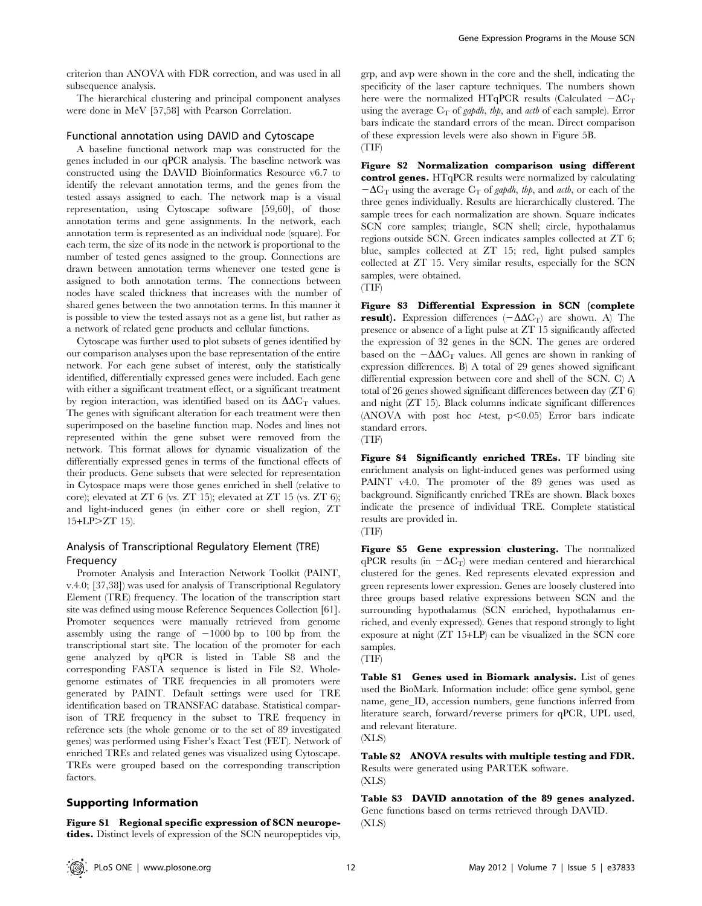criterion than ANOVA with FDR correction, and was used in all subsequence analysis.

The hierarchical clustering and principal component analyses were done in MeV [57,58] with Pearson Correlation.

### Functional annotation using DAVID and Cytoscape

A baseline functional network map was constructed for the genes included in our qPCR analysis. The baseline network was constructed using the DAVID Bioinformatics Resource v6.7 to identify the relevant annotation terms, and the genes from the tested assays assigned to each. The network map is a visual representation, using Cytoscape software [59,60], of those annotation terms and gene assignments. In the network, each annotation term is represented as an individual node (square). For each term, the size of its node in the network is proportional to the number of tested genes assigned to the group. Connections are drawn between annotation terms whenever one tested gene is assigned to both annotation terms. The connections between nodes have scaled thickness that increases with the number of shared genes between the two annotation terms. In this manner it is possible to view the tested assays not as a gene list, but rather as a network of related gene products and cellular functions.

Cytoscape was further used to plot subsets of genes identified by our comparison analyses upon the base representation of the entire network. For each gene subset of interest, only the statistically identified, differentially expressed genes were included. Each gene with either a significant treatment effect, or a significant treatment by region interaction, was identified based on its $\Delta\Delta C_T$ values. The genes with significant alteration for each treatment were then superimposed on the baseline function map. Nodes and lines not represented within the gene subset were removed from the network. This format allows for dynamic visualization of the differentially expressed genes in terms of the functional effects of their products. Gene subsets that were selected for representation in Cytospace maps were those genes enriched in shell (relative to core); elevated at ZT 6 (vs. ZT 15); elevated at ZT 15 (vs. ZT 6); and light-induced genes (in either core or shell region, ZT 15+LP>ZT 15).

### Analysis of Transcriptional Regulatory Element (TRE) Frequency

Promoter Analysis and Interaction Network Toolkit (PAINT, v.4.0; [37,38]) was used for analysis of Transcriptional Regulatory Element (TRE) frequency. The location of the transcription start site was defined using mouse Reference Sequences Collection [61]. Promoter sequences were manually retrieved from genome assembly using the range of −1000 bp to 100 bp from the transcriptional start site. The location of the promoter for each gene analyzed by qPCR is listed in Table S8 and the corresponding FASTA sequence is listed in File S2. Whole-genome estimates of TRE frequencies in all promoters were generated by PAINT. Default settings were used for TRE identification based on TRANSFAC database. Statistical comparison of TRE frequency in the subset to TRE frequency in reference sets (the whole genome or to the set of 89 investigated genes) was performed using Fisher's Exact Test (FET). Network of enriched TREs and related genes was visualized using Cytoscape. TREs were grouped based on the corresponding transcription factors.

## Supporting Information

**Figure S1 Regional specific expression of SCN neuropeptides.** Distinct levels of expression of the SCN neuropeptides vip, grp, and avp were shown in the core and the shell, indicating the specificity of the laser capture techniques. The numbers shown here were the normalized HTqPCR results (Calculated $-\Delta C_T$ using the average $C_T$ of *gapdh*, *tbp*, and *actb* of each sample). Error bars indicate the standard errors of the mean. Direct comparison of these expression levels were also shown in Figure 5B.
(TIF)

**Figure S2 Normalization comparison using different control genes.** HTqPCR results were normalized by calculating $-\Delta C_T$ using the average $C_T$ of *gapdh*, *tbp*, and *actb*, or each of the three genes individually. Results are hierarchically clustered. The sample trees for each normalization are shown. Square indicates SCN core samples; triangle, SCN shell; circle, hypothalamus regions outside SCN. Green indicates samples collected at ZT 6; blue, samples collected at ZT 15; red, light pulsed samples collected at ZT 15. Very similar results, especially for the SCN samples, were obtained.
(TIF)

**Figure S3 Differential Expression in SCN (complete result).** Expression differences ($-\Delta\Delta C_T$) are shown. A) The presence or absence of a light pulse at ZT 15 significantly affected the expression of 32 genes in the SCN. The genes are ordered based on the $-\Delta\Delta C_T$ values. All genes are shown in ranking of expression differences. B) A total of 29 genes showed significant differential expression between core and shell of the SCN. C) A total of 26 genes showed significant differences between day (ZT 6) and night (ZT 15). Black columns indicate significant differences (ANOVA with post hoc *t*-test, $p<0.05$) Error bars indicate standard errors.
(TIF)

**Figure S4 Significantly enriched TREs.** TF binding site enrichment analysis on light-induced genes was performed using PAINT v4.0. The promoter of the 89 genes was used as background. Significantly enriched TREs are shown. Black boxes indicate the presence of individual TRE. Complete statistical results are provided in.
(TIF)

**Figure S5 Gene expression clustering.** The normalized qPCR results (in $-\Delta C_T$) were median centered and hierarchical clustered for the genes. Red represents elevated expression and green represents lower expression. Genes are loosely clustered into three groups based relative expressions between SCN and the surrounding hypothalamus (SCN enriched, hypothalamus enriched, and evenly expressed). Genes that respond strongly to light exposure at night (ZT 15+LP) can be visualized in the SCN core samples.
(TIF)

**Table S1 Genes used in Biomark analysis.** List of genes used the BioMark. Information include: office gene symbol, gene name, gene_ID, accession numbers, gene functions inferred from literature search, forward/reverse primers for qPCR, UPL used, and relevant literature.
(XLS)

**Table S2 ANOVA results with multiple testing and FDR.** Results were generated using PARTEK software.
(XLS)

**Table S3 DAVID annotation of the 89 genes analyzed.** Gene functions based on terms retrieved through DAVID.
(XLS)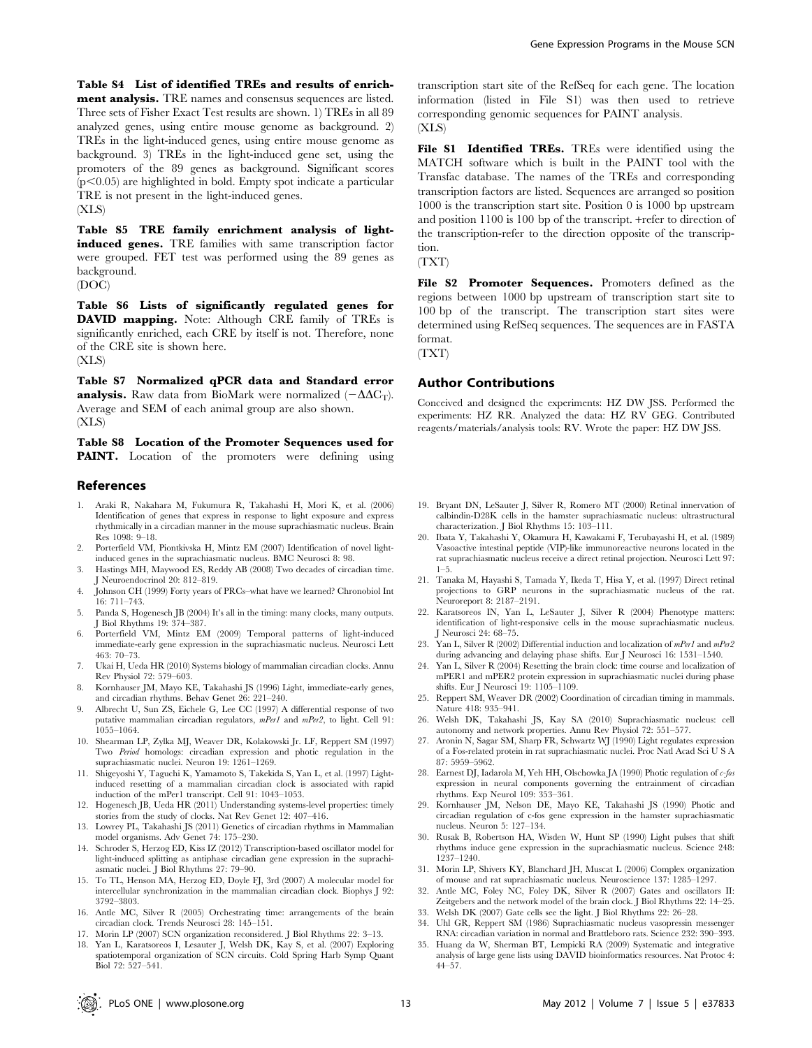**Table S4 List of identified TREs and results of enrichment analysis.** TRE names and consensus sequences are listed. Three sets of Fisher Exact Test results are shown. 1) TREs in all 89 analyzed genes, using entire mouse genome as background. 2) TREs in the light-induced genes, using entire mouse genome as background. 3) TREs in the light-induced gene set, using the promoters of the 89 genes as background. Significant scores ($p<0.05$) are highlighted in bold. Empty spot indicate a particular TRE is not present in the light-induced genes.
(XLS)

**Table S5 TRE family enrichment analysis of light-induced genes.** TRE families with same transcription factor were grouped. FET test was performed using the 89 genes as background.
(DOC)

**Table S6 Lists of significantly regulated genes for DAVID mapping.** Note: Although CRE family of TREs is significantly enriched, each CRE by itself is not. Therefore, none of the CRE site is shown here.
(XLS)

**Table S7 Normalized qPCR data and Standard error analysis.** Raw data from BioMark were normalized ($-\Delta\Delta C_T$). Average and SEM of each animal group are also shown.
(XLS)

**Table S8 Location of the Promoter Sequences used for PAINT.** Location of the promoters were defining using transcription start site of the RefSeq for each gene. The location information (listed in File S1) was then used to retrieve corresponding genomic sequences for PAINT analysis.
(XLS)

**File S1 Identified TREs.** TREs were identified using the MATCH software which is built in the PAINT tool with the Transfac database. The names of the TREs and corresponding transcription factors are listed. Sequences are arranged so position 1000 is the transcription start site. Position 0 is 1000 bp upstream and position 1100 is 100 bp of the transcript. +refer to direction of the transcription-refer to the direction opposite of the transcription.
(TXT)

**File S2 Promoter Sequences.** Promoters defined as the regions between 1000 bp upstream of transcription start site to 100 bp of the transcript. The transcription start sites were determined using RefSeq sequences. The sequences are in FASTA format.
(TXT)

## Author Contributions

Conceived and designed the experiments: HZ DW JSS. Performed the experiments: HZ RR. Analyzed the data: HZ RV GEG. Contributed reagents/materials/analysis tools: RV. Wrote the paper: HZ DW JSS.

## References

1. Araki R, Nakahara M, Fukumura R, Takahashi H, Mori K, et al. (2006) Identification of genes that express in response to light exposure and express rhythmically in a circadian manner in the mouse suprachiasmatic nucleus. Brain Res 1098: 9–18.
2. Porterfield VM, Piontkivska H, Mintz EM (2007) Identification of novel light-induced genes in the suprachiasmatic nucleus. BMC Neurosci 8: 98.
3. Hastings MH, Maywood ES, Reddy AB (2008) Two decades of circadian time. J Neuroendocrinol 20: 812–819.
4. Johnson CH (1999) Forty years of PRCs–what have we learned? Chronobiol Int 16: 711–743.
5. Panda S, Hogenesch JB (2004) It's all in the timing: many clocks, many outputs. J Biol Rhythms 19: 374–387.
6. Porterfield VM, Mintz EM (2009) Temporal patterns of light-induced immediate-early gene expression in the suprachiasmatic nucleus. Neurosci Lett 463: 70–73.
7. Ukai H, Ueda HR (2010) Systems biology of mammalian circadian clocks. Annu Rev Physiol 72: 579–603.
8. Kornhauser JM, Mayo KE, Takahashi JS (1996) Light, immediate-early genes, and circadian rhythms. Behav Genet 26: 221–240.
9. Albrecht U, Sun ZS, Eichele G, Lee CC (1997) A differential response of two putative mammalian circadian regulators, *mPer1* and *mPer2*, to light. Cell 91: 1055–1064.
10. Shearman LP, Zylka MJ, Weaver DR, Kolakowski Jr. LF, Reppert SM (1997) Two *Period* homologs: circadian expression and photic regulation in the suprachiasmatic nuclei. Neuron 19: 1261–1269.
11. Shigeyoshi Y, Taguchi K, Yamamoto S, Takekida S, Yan L, et al. (1997) Light-induced resetting of a mammalian circadian clock is associated with rapid induction of the mPer1 transcript. Cell 91: 1043–1053.
12. Hogenesch JB, Ueda HR (2011) Understanding systems-level properties: timely stories from the study of clocks. Nat Rev Genet 12: 407–416.
13. Lowrey PL, Takahashi JS (2011) Genetics of circadian rhythms in Mammalian model organisms. Adv Genet 74: 175–230.
14. Schroder S, Herzog ED, Kiss IZ (2012) Transcription-based oscillator model for light-induced splitting as antiphase circadian gene expression in the suprachiasmatic nuclei. J Biol Rhythms 27: 79–90.
15. To TL, Henson MA, Herzog ED, Doyle FJ, 3rd (2007) A molecular model for intercellular synchronization in the mammalian circadian clock. Biophys J 92: 3792–3803.
16. Antle MC, Silver R (2005) Orchestrating time: arrangements of the brain circadian clock. Trends Neurosci 28: 145–151.
17. Morin LP (2007) SCN organization reconsidered. J Biol Rhythms 22: 3–13.
18. Yan L, Karatsoreos I, Lesauter J, Welsh DK, Kay S, et al. (2007) Exploring spatiotemporal organization of SCN circuits. Cold Spring Harb Symp Quant Biol 72: 527–541.
19. Bryant DN, LeSauter J, Silver R, Romero MT (2000) Retinal innervation of calbindin-D28K cells in the hamster suprachiasmatic nucleus: ultrastructural characterization. J Biol Rhythms 15: 103–111.
20. Ibata Y, Takahashi Y, Okamura H, Kawakami F, Terubayashi H, et al. (1989) Vasoactive intestinal peptide (VIP)-like immunoreactive neurons located in the rat suprachiasmatic nucleus receive a direct retinal projection. Neurosci Lett 97: 1–5.
21. Tanaka M, Hayashi S, Tamada Y, Ikeda T, Hisa Y, et al. (1997) Direct retinal projections to GRP neurons in the suprachiasmatic nucleus of the rat. Neuroreport 8: 2187–2191.
22. Karatsoreos IN, Yan L, LeSauter J, Silver R (2004) Phenotype matters: identification of light-responsive cells in the mouse suprachiasmatic nucleus. J Neurosci 24: 68–75.
23. Yan L, Silver R (2002) Differential induction and localization of *mPer1* and *mPer2* during advancing and delaying phase shifts. Eur J Neurosci 16: 1531–1540.
24. Yan L, Silver R (2004) Resetting the brain clock: time course and localization of mPER1 and mPER2 protein expression in suprachiasmatic nuclei during phase shifts. Eur J Neurosci 19: 1105–1109.
25. Reppert SM, Weaver DR (2002) Coordination of circadian timing in mammals. Nature 418: 935–941.
26. Welsh DK, Takahashi JS, Kay SA (2010) Suprachiasmatic nucleus: cell autonomy and network properties. Annu Rev Physiol 72: 551–577.
27. Aronin N, Sagar SM, Sharp FR, Schwartz WJ (1990) Light regulates expression of a Fos-related protein in rat suprachiasmatic nuclei. Proc Natl Acad Sci U S A 87: 5959–5962.
28. Earnest DJ, Iadarola M, Yeh HH, Olschowka JA (1990) Photic regulation of *c-fos* expression in neural components governing the entrainment of circadian rhythms. Exp Neurol 109: 353–361.
29. Kornhauser JM, Nelson DE, Mayo KE, Takahashi JS (1990) Photic and circadian regulation of c-fos gene expression in the hamster suprachiasmatic nucleus. Neuron 5: 127–134.
30. Rusak B, Robertson HA, Wisden W, Hunt SP (1990) Light pulses that shift rhythms induce gene expression in the suprachiasmatic nucleus. Science 248: 1237–1240.
31. Morin LP, Shivers KY, Blanchard JH, Muscat L (2006) Complex organization of mouse and rat suprachiasmatic nucleus. Neuroscience 137: 1285–1297.
32. Antle MC, Foley NC, Foley DK, Silver R (2007) Gates and oscillators II: Zeitgebers and the network model of the brain clock. J Biol Rhythms 22: 14–25.
33. Welsh DK (2007) Gate cells see the light. J Biol Rhythms 22: 26–28.
34. Uhl GR, Reppert SM (1986) Suprachiasmatic nucleus vasopressin messenger RNA: circadian variation in normal and Brattleboro rats. Science 232: 390–393.
35. Huang da W, Sherman BT, Lempicki RA (2009) Systematic and integrative analysis of large gene lists using DAVID bioinformatics resources. Nat Protoc 4: 44–57.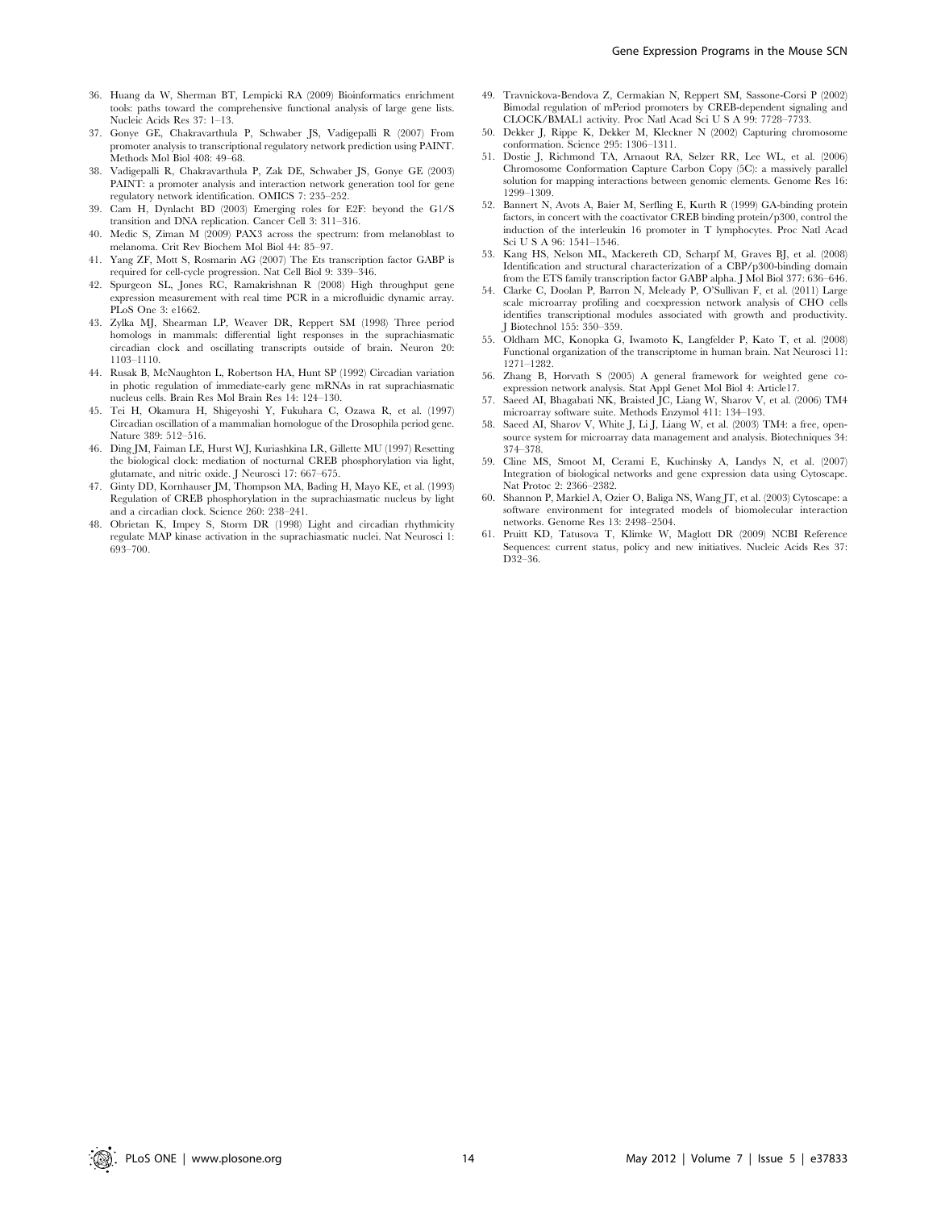36. Huang da W, Sherman BT, Lempicki RA (2009) Bioinformatics enrichment tools: paths toward the comprehensive functional analysis of large gene lists. Nucleic Acids Res 37: 1–13.
37. Gonye GE, Chakravarthula P, Schwaber JS, Vadigepalli R (2007) From promoter analysis to transcriptional regulatory network prediction using PAINT. Methods Mol Biol 408: 49–68.
38. Vadigepalli R, Chakravarthula P, Zak DE, Schwaber JS, Gonye GE (2003) PAINT: a promoter analysis and interaction network generation tool for gene regulatory network identification. OMICS 7: 235–252.
39. Cam H, Dynlacht BD (2003) Emerging roles for E2F: beyond the G1/S transition and DNA replication. Cancer Cell 3: 311–316.
40. Medic S, Ziman M (2009) PAX3 across the spectrum: from melanoblast to melanoma. Crit Rev Biochem Mol Biol 44: 85–97.
41. Yang ZF, Mott S, Rosmarin AG (2007) The Ets transcription factor GABP is required for cell-cycle progression. Nat Cell Biol 9: 339–346.
42. Spurgeon SL, Jones RC, Ramakrishnan R (2008) High throughput gene expression measurement with real time PCR in a microfluidic dynamic array. PLoS One 3: e1662.
43. Zylka MJ, Shearman LP, Weaver DR, Reppert SM (1998) Three period homologs in mammals: differential light responses in the suprachiasmatic circadian clock and oscillating transcripts outside of brain. Neuron 20: 1103–1110.
44. Rusak B, McNaughton L, Robertson HA, Hunt SP (1992) Circadian variation in photic regulation of immediate-early gene mRNAs in rat suprachiasmatic nucleus cells. Brain Res Mol Brain Res 14: 124–130.
45. Tei H, Okamura H, Shigeyoshi Y, Fukuhara C, Ozawa R, et al. (1997) Circadian oscillation of a mammalian homologue of the Drosophila period gene. Nature 389: 512–516.
46. Ding JM, Faiman LE, Hurst WJ, Kuriashkina LR, Gillette MU (1997) Resetting the biological clock: mediation of nocturnal CREB phosphorylation via light, glutamate, and nitric oxide. J Neurosci 17: 667–675.
47. Ginty DD, Kornhauser JM, Thompson MA, Bading H, Mayo KE, et al. (1993) Regulation of CREB phosphorylation in the suprachiasmatic nucleus by light and a circadian clock. Science 260: 238–241.
48. Obrietan K, Impey S, Storm DR (1998) Light and circadian rhythmicity regulate MAP kinase activation in the suprachiasmatic nuclei. Nat Neurosci 1: 693–700.
49. Travnickova-Bendova Z, Cermakian N, Reppert SM, Sassone-Corsi P (2002) Bimodal regulation of mPeriod promoters by CREB-dependent signaling and CLOCK/BMAL1 activity. Proc Natl Acad Sci U S A 99: 7728–7733.
50. Dekker J, Rippe K, Dekker M, Kleckner N (2002) Capturing chromosome conformation. Science 295: 1306–1311.
51. Dostie J, Richmond TA, Arnaout RA, Selzer RR, Lee WL, et al. (2006) Chromosome Conformation Capture Carbon Copy (5C): a massively parallel solution for mapping interactions between genomic elements. Genome Res 16: 1299–1309.
52. Bannert N, Avots A, Baier M, Serfling E, Kurth R (1999) GA-binding protein factors, in concert with the coactivator CREB binding protein/p300, control the induction of the interleukin 16 promoter in T lymphocytes. Proc Natl Acad Sci U S A 96: 1541–1546.
53. Kang HS, Nelson ML, Mackereth CD, Scharpf M, Graves BJ, et al. (2008) Identification and structural characterization of a CBP/p300-binding domain from the ETS family transcription factor GABP alpha. J Mol Biol 377: 636–646.
54. Clarke C, Doolan P, Barron N, Meleady P, O'Sullivan F, et al. (2011) Large scale microarray profiling and coexpression network analysis of CHO cells identifies transcriptional modules associated with growth and productivity. J Biotechnol 155: 350–359.
55. Oldham MC, Konopka G, Iwamoto K, Langfelder P, Kato T, et al. (2008) Functional organization of the transcriptome in human brain. Nat Neurosci 11: 1271–1282.
56. Zhang B, Horvath S (2005) A general framework for weighted gene co-expression network analysis. Stat Appl Genet Mol Biol 4: Article17.
57. Saeed AI, Bhagabati NK, Braisted JC, Liang W, Sharov V, et al. (2006) TM4 microarray software suite. Methods Enzymol 411: 134–193.
58. Saeed AI, Sharov V, White J, Li J, Liang W, et al. (2003) TM4: a free, open-source system for microarray data management and analysis. Biotechniques 34: 374–378.
59. Cline MS, Smoot M, Cerami E, Kuchinsky A, Landys N, et al. (2007) Integration of biological networks and gene expression data using Cytoscape. Nat Protoc 2: 2366–2382.
60. Shannon P, Markiel A, Ozier O, Baliga NS, Wang JT, et al. (2003) Cytoscape: a software environment for integrated models of biomolecular interaction networks. Genome Res 13: 2498–2504.
61. Pruitt KD, Tatusova T, Klimke W, Maglott DR (2009) NCBI Reference Sequences: current status, policy and new initiatives. Nucleic Acids Res 37: D32–36.